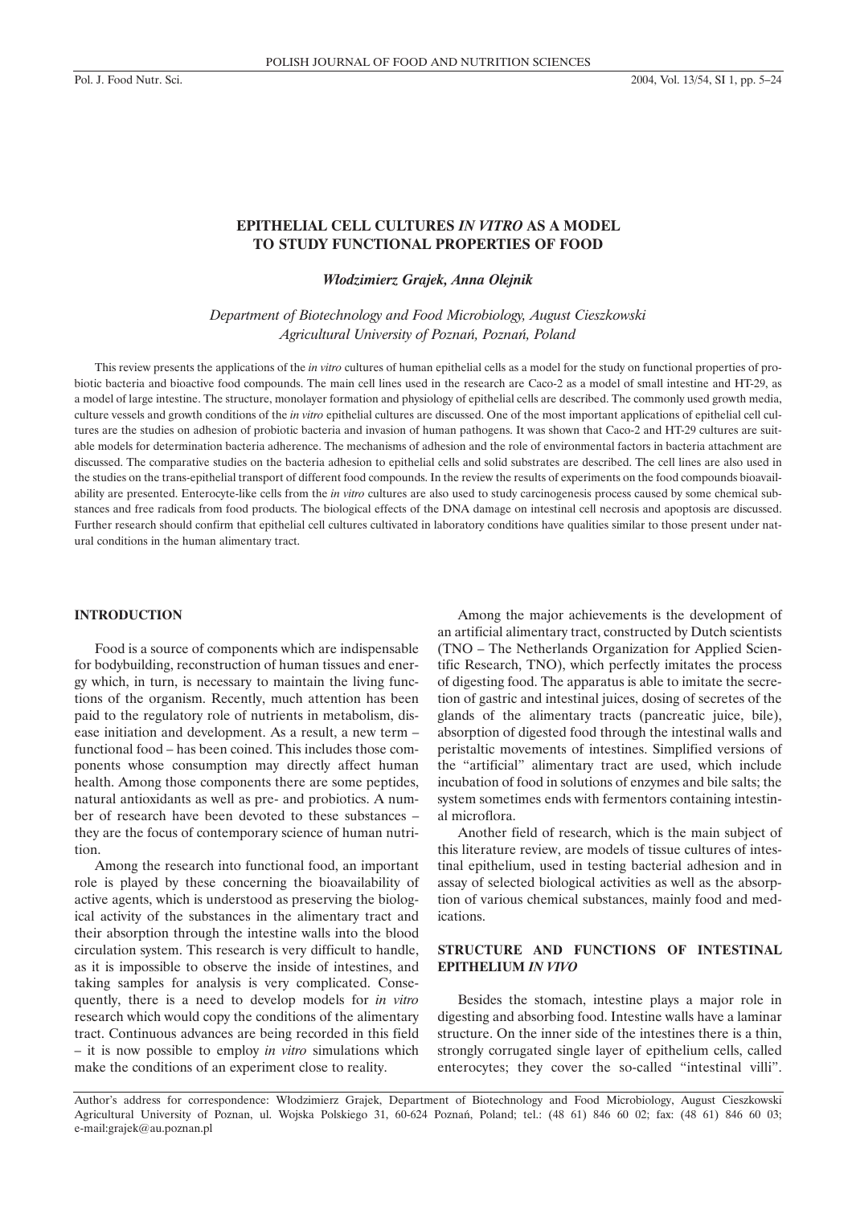# EPITHELIAL CELL CULTURES *IN VITRO* AS A MODEL TO STUDY FUNCTIONAL PROPERTIES OF FOOD

***Włodzimierz Grajek, Anna Olejnik***

*Department of Biotechnology and Food Microbiology, August Cieszkowski Agricultural University of Poznań, Poznań, Poland*

This review presents the applications of the *in vitro* cultures of human epithelial cells as a model for the study on functional properties of probiotic bacteria and bioactive food compounds. The main cell lines used in the research are Caco-2 as a model of small intestine and HT-29, as a model of large intestine. The structure, monolayer formation and physiology of epithelial cells are described. The commonly used growth media, culture vessels and growth conditions of the *in vitro* epithelial cultures are discussed. One of the most important applications of epithelial cell cultures are the studies on adhesion of probiotic bacteria and invasion of human pathogens. It was shown that Caco-2 and HT-29 cultures are suitable models for determination bacteria adherence. The mechanisms of adhesion and the role of environmental factors in bacteria attachment are discussed. The comparative studies on the bacteria adhesion to epithelial cells and solid substrates are described. The cell lines are also used in the studies on the trans-epithelial transport of different food compounds. In the review the results of experiments on the food compounds bioavailability are presented. Enterocyte-like cells from the *in vitro* cultures are also used to study carcinogenesis process caused by some chemical substances and free radicals from food products. The biological effects of the DNA damage on intestinal cell necrosis and apoptosis are discussed. Further research should confirm that epithelial cell cultures cultivated in laboratory conditions have qualities similar to those present under natural conditions in the human alimentary tract.

## INTRODUCTION

Food is a source of components which are indispensable for bodybuilding, reconstruction of human tissues and energy which, in turn, is necessary to maintain the living functions of the organism. Recently, much attention has been paid to the regulatory role of nutrients in metabolism, disease initiation and development. As a result, a new term – functional food – has been coined. This includes those components whose consumption may directly affect human health. Among those components there are some peptides, natural antioxidants as well as pre- and probiotics. A number of research have been devoted to these substances – they are the focus of contemporary science of human nutrition.

Among the research into functional food, an important role is played by these concerning the bioavailability of active agents, which is understood as preserving the biological activity of the substances in the alimentary tract and their absorption through the intestine walls into the blood circulation system. This research is very difficult to handle, as it is impossible to observe the inside of intestines, and taking samples for analysis is very complicated. Consequently, there is a need to develop models for *in vitro* research which would copy the conditions of the alimentary tract. Continuous advances are being recorded in this field – it is now possible to employ *in vitro* simulations which make the conditions of an experiment close to reality.

Among the major achievements is the development of an artificial alimentary tract, constructed by Dutch scientists (TNO – The Netherlands Organization for Applied Scientific Research, TNO), which perfectly imitates the process of digesting food. The apparatus is able to imitate the secretion of gastric and intestinal juices, dosing of secretes of the glands of the alimentary tracts (pancreatic juice, bile), absorption of digested food through the intestinal walls and peristaltic movements of intestines. Simplified versions of the "artificial" alimentary tract are used, which include incubation of food in solutions of enzymes and bile salts; the system sometimes ends with fermentors containing intestinal microflora.

Another field of research, which is the main subject of this literature review, are models of tissue cultures of intestinal epithelium, used in testing bacterial adhesion and in assay of selected biological activities as well as the absorption of various chemical substances, mainly food and medications.

## STRUCTURE AND FUNCTIONS OF INTESTINAL EPITHELIUM *IN VIVO*

Besides the stomach, intestine plays a major role in digesting and absorbing food. Intestine walls have a laminar structure. On the inner side of the intestines there is a thin, strongly corrugated single layer of epithelium cells, called enterocytes; they cover the so-called "intestinal villi".

Author's address for correspondence: Włodzimierz Grajek, Department of Biotechnology and Food Microbiology, August Cieszkowski Agricultural University of Poznan, ul. Wojska Polskiego 31, 60-624 Poznań, Poland; tel.: (48 61) 846 60 02; fax: (48 61) 846 60 03; e-mail:grajek@au.poznan.pl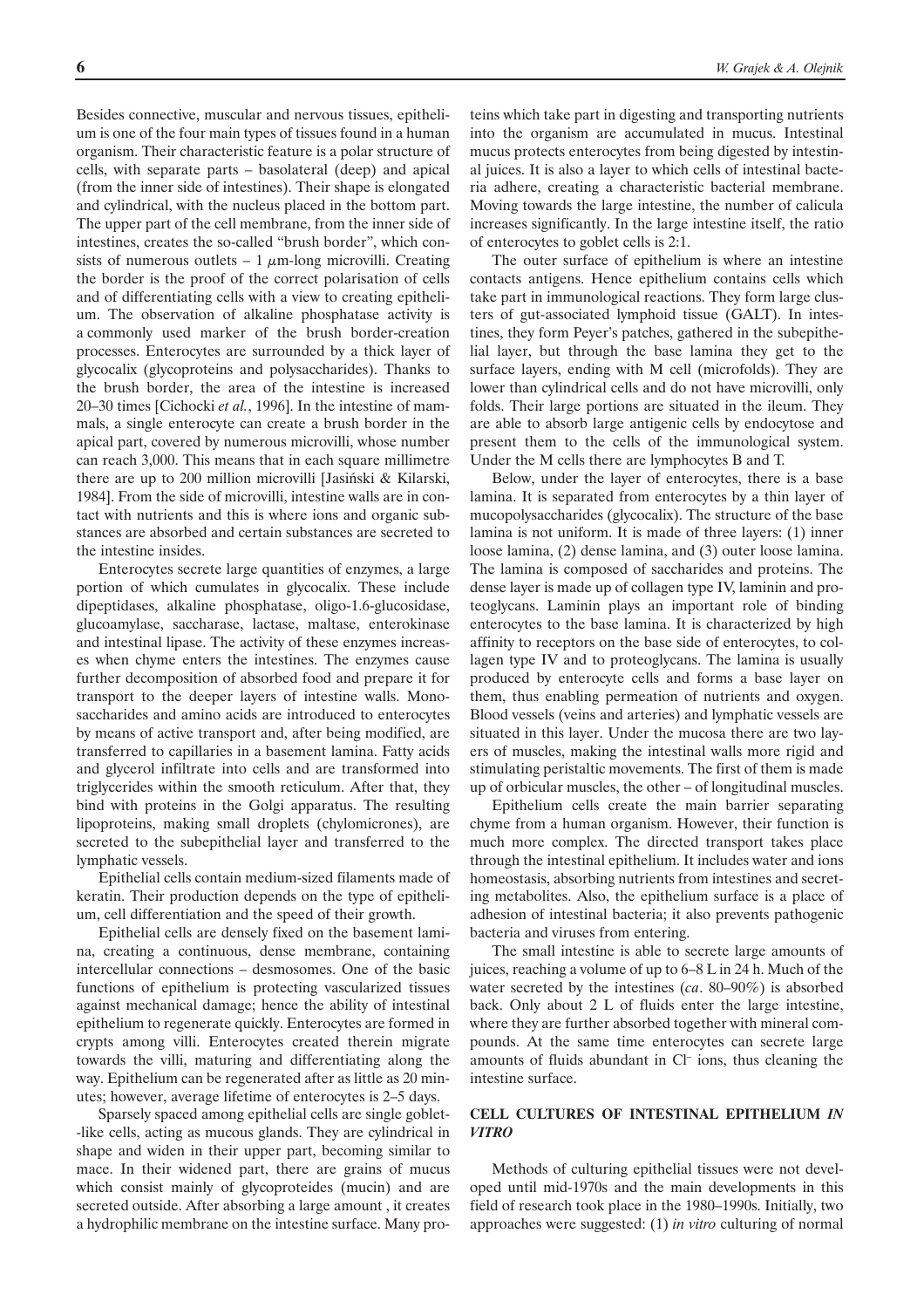Besides connective, muscular and nervous tissues, epithelium is one of the four main types of tissues found in a human organism. Their characteristic feature is a polar structure of cells, with separate parts – basolateral (deep) and apical (from the inner side of intestines). Their shape is elongated and cylindrical, with the nucleus placed in the bottom part. The upper part of the cell membrane, from the inner side of intestines, creates the so-called "brush border", which consists of numerous outlets – 1 $\mu$m-long microvilli. Creating the border is the proof of the correct polarisation of cells and of differentiating cells with a view to creating epithelium. The observation of alkaline phosphatase activity is a commonly used marker of the brush border-creation processes. Enterocytes are surrounded by a thick layer of glycocalix (glycoproteins and polysaccharides). Thanks to the brush border, the area of the intestine is increased 20–30 times [Cichocki *et al.*, 1996]. In the intestine of mammals, a single enterocyte can create a brush border in the apical part, covered by numerous microvilli, whose number can reach 3,000. This means that in each square millimetre there are up to 200 million microvilli [Jasiński & Kilarski, 1984]. From the side of microvilli, intestine walls are in contact with nutrients and this is where ions and organic substances are absorbed and certain substances are secreted to the intestine insides.

Enterocytes secrete large quantities of enzymes, a large portion of which cumulates in glycocalix. These include dipeptidases, alkaline phosphatase, oligo-1.6-glucosidase, glucoamylase, saccharase, lactase, maltase, enterokinase and intestinal lipase. The activity of these enzymes increases when chyme enters the intestines. The enzymes cause further decomposition of absorbed food and prepare it for transport to the deeper layers of intestine walls. Monosaccharides and amino acids are introduced to enterocytes by means of active transport and, after being modified, are transferred to capillaries in a basement lamina. Fatty acids and glycerol infiltrate into cells and are transformed into triglycerides within the smooth reticulum. After that, they bind with proteins in the Golgi apparatus. The resulting lipoproteins, making small droplets (chylomicrones), are secreted to the subepithelial layer and transferred to the lymphatic vessels.

Epithelial cells contain medium-sized filaments made of keratin. Their production depends on the type of epithelium, cell differentiation and the speed of their growth.

Epithelial cells are densely fixed on the basement lamina, creating a continuous, dense membrane, containing intercellular connections – desmosomes. One of the basic functions of epithelium is protecting vascularized tissues against mechanical damage; hence the ability of intestinal epithelium to regenerate quickly. Enterocytes are formed in crypts among villi. Enterocytes created therein migrate towards the villi, maturing and differentiating along the way. Epithelium can be regenerated after as little as 20 minutes; however, average lifetime of enterocytes is 2–5 days.

Sparsely spaced among epithelial cells are single goblet-like cells, acting as mucous glands. They are cylindrical in shape and widen in their upper part, becoming similar to mace. In their widened part, there are grains of mucus which consist mainly of glycoproteides (mucin) and are secreted outside. After absorbing a large amount , it creates a hydrophilic membrane on the intestine surface. Many proteins which take part in digesting and transporting nutrients into the organism are accumulated in mucus. Intestinal mucus protects enterocytes from being digested by intestinal juices. It is also a layer to which cells of intestinal bacteria adhere, creating a characteristic bacterial membrane. Moving towards the large intestine, the number of calicula increases significantly. In the large intestine itself, the ratio of enterocytes to goblet cells is 2:1.

The outer surface of epithelium is where an intestine contacts antigens. Hence epithelium contains cells which take part in immunological reactions. They form large clusters of gut-associated lymphoid tissue (GALT). In intestines, they form Peyer's patches, gathered in the subepithelial layer, but through the base lamina they get to the surface layers, ending with M cell (microfolds). They are lower than cylindrical cells and do not have microvilli, only folds. Their large portions are situated in the ileum. They are able to absorb large antigenic cells by endocytose and present them to the cells of the immunological system. Under the M cells there are lymphocytes B and T.

Below, under the layer of enterocytes, there is a base lamina. It is separated from enterocytes by a thin layer of mucopolysaccharides (glycocalix). The structure of the base lamina is not uniform. It is made of three layers: (1) inner loose lamina, (2) dense lamina, and (3) outer loose lamina. The lamina is composed of saccharides and proteins. The dense layer is made up of collagen type IV, laminin and proteoglycans. Laminin plays an important role of binding enterocytes to the base lamina. It is characterized by high affinity to receptors on the base side of enterocytes, to collagen type IV and to proteoglycans. The lamina is usually produced by enterocyte cells and forms a base layer on them, thus enabling permeation of nutrients and oxygen. Blood vessels (veins and arteries) and lymphatic vessels are situated in this layer. Under the mucosa there are two layers of muscles, making the intestinal walls more rigid and stimulating peristaltic movements. The first of them is made up of orbicular muscles, the other – of longitudinal muscles.

Epithelium cells create the main barrier separating chyme from a human organism. However, their function is much more complex. The directed transport takes place through the intestinal epithelium. It includes water and ions homeostasis, absorbing nutrients from intestines and secreting metabolites. Also, the epithelium surface is a place of adhesion of intestinal bacteria; it also prevents pathogenic bacteria and viruses from entering.

The small intestine is able to secrete large amounts of juices, reaching a volume of up to 6–8 L in 24 h. Much of the water secreted by the intestines (*ca*. 80–90%) is absorbed back. Only about 2 L of fluids enter the large intestine, where they are further absorbed together with mineral compounds. At the same time enterocytes can secrete large amounts of fluids abundant in $Cl^-$ ions, thus cleaning the intestine surface.

## CELL CULTURES OF INTESTINAL EPITHELIUM *IN VITRO*

Methods of culturing epithelial tissues were not developed until mid-1970s and the main developments in this field of research took place in the 1980–1990s. Initially, two approaches were suggested: (1) *in vitro* culturing of normal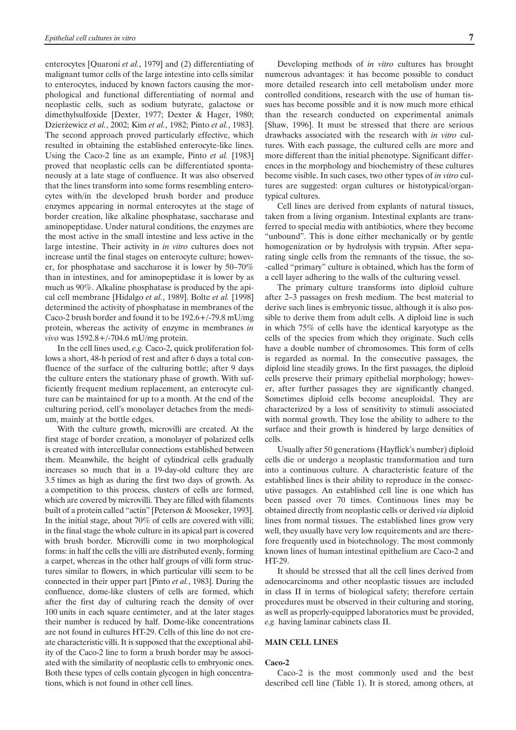enterocytes [Quaroni *et al.*, 1979] and (2) differentiating of malignant tumor cells of the large intestine into cells similar to enterocytes, induced by known factors causing the morphological and functional differentiating of normal and neoplastic cells, such as sodium butyrate, galactose or dimethylsulfoxide [Dexter, 1977; Dexter & Hager, 1980; Dzierżewicz *et al.*, 2002; Kim *et al.*, 1982; Pinto *et al.*, 1983]. The second approach proved particularly effective, which resulted in obtaining the established enterocyte-like lines. Using the Caco-2 line as an example, Pinto *et al.* [1983] proved that neoplastic cells can be differentiated spontaneously at a late stage of confluence. It was also observed that the lines transform into some forms resembling enterocytes with/in the developed brush border and produce enzymes appearing in normal enterocytes at the stage of border creation, like alkaline phosphatase, saccharase and aminopeptidase. Under natural conditions, the enzymes are the most active in the small intestine and less active in the large intestine. Their activity in *in vitro* cultures does not increase until the final stages on enterocyte culture; however, for phosphatase and saccharose it is lower by 50–70% than in intestines, and for aminopeptidase it is lower by as much as 90%. Alkaline phosphatase is produced by the apical cell membrane [Hidalgo *et al.*, 1989]. Bolte *et al.* [1998] determined the activity of phosphatase in membranes of the Caco-2 brush border and found it to be 192.6+/-79.8 mU/mg protein, whereas the activity of enzyme in membranes *in vivo* was 1592.8+/-704.6 mU/mg protein.

In the cell lines used, *e.g.* Caco-2, quick proliferation follows a short, 48-h period of rest and after 6 days a total confluence of the surface of the culturing bottle; after 9 days the culture enters the stationary phase of growth. With sufficiently frequent medium replacement, an enterocyte culture can be maintained for up to a month. At the end of the culturing period, cell's monolayer detaches from the medium, mainly at the bottle edges.

With the culture growth, microvilli are created. At the first stage of border creation, a monolayer of polarized cells is created with intercellular connections established between them. Meanwhile, the height of cylindrical cells gradually increases so much that in a 19-day-old culture they are 3.5 times as high as during the first two days of growth. As a competition to this process, clusters of cells are formed, which are covered by microvilli. They are filled with filaments built of a protein called "actin" [Peterson & Mooseker, 1993]. In the initial stage, about 70% of cells are covered with villi; in the final stage the whole culture in its apical part is covered with brush border. Microvilli come in two morphological forms: in half the cells the villi are distributed evenly, forming a carpet, whereas in the other half groups of villi form structures similar to flowers, in which particular villi seem to be connected in their upper part [Pinto *et al.*, 1983]. During the confluence, dome-like clusters of cells are formed, which after the first day of culturing reach the density of over 100 units in each square centimeter, and at the later stages their number is reduced by half. Dome-like concentrations are not found in cultures HT-29. Cells of this line do not create characteristic villi. It is supposed that the exceptional ability of the Caco-2 line to form a brush border may be associated with the similarity of neoplastic cells to embryonic ones. Both these types of cells contain glycogen in high concentrations, which is not found in other cell lines.

Developing methods of *in vitro* cultures has brought numerous advantages: it has become possible to conduct more detailed research into cell metabolism under more controlled conditions, research with the use of human tissues has become possible and it is now much more ethical than the research conducted on experimental animals [Shaw, 1996]. It must be stressed that there are serious drawbacks associated with the research with *in vitro* cultures. With each passage, the cultured cells are more and more different than the initial phenotype. Significant differences in the morphology and biochemistry of these cultures become visible. In such cases, two other types of *in vitro* cultures are suggested: organ cultures or histotypical/organtypical cultures.

Cell lines are derived from explants of natural tissues, taken from a living organism. Intestinal explants are transferred to special media with antibiotics, where they become "unbound". This is done either mechanically or by gentle homogenization or by hydrolysis with trypsin. After separating single cells from the remnants of the tissue, the so-called "primary" culture is obtained, which has the form of a cell layer adhering to the walls of the culturing vessel.

The primary culture transforms into diploid culture after 2–3 passages on fresh medium. The best material to derive such lines is embryonic tissue, although it is also possible to derive them from adult cells. A diploid line is such in which 75% of cells have the identical karyotype as the cells of the species from which they originate. Such cells have a double number of chromosomes. This form of cells is regarded as normal. In the consecutive passages, the diploid line steadily grows. In the first passages, the diploid cells preserve their primary epithelial morphology; however, after further passages they are significantly changed. Sometimes diploid cells become aneuploidal. They are characterized by a loss of sensitivity to stimuli associated with normal growth. They lose the ability to adhere to the surface and their growth is hindered by large densities of cells.

Usually after 50 generations (Hayflick's number) diploid cells die or undergo a neoplastic transformation and turn into a continuous culture. A characteristic feature of the established lines is their ability to reproduce in the consecutive passages. An established cell line is one which has been passed over 70 times. Continuous lines may be obtained directly from neoplastic cells or derived *via* diploid lines from normal tissues. The established lines grow very well, they usually have very low requirements and are therefore frequently used in biotechnology. The most commonly known lines of human intestinal epithelium are Caco-2 and HT-29.

It should be stressed that all the cell lines derived from adenocarcinoma and other neoplastic tissues are included in class II in terms of biological safety; therefore certain procedures must be observed in their culturing and storing, as well as properly-equipped laboratories must be provided, *e.g.* having laminar cabinets class II.

## MAIN CELL LINES

### Caco-2

Caco-2 is the most commonly used and the best described cell line (Table 1). It is stored, among others, at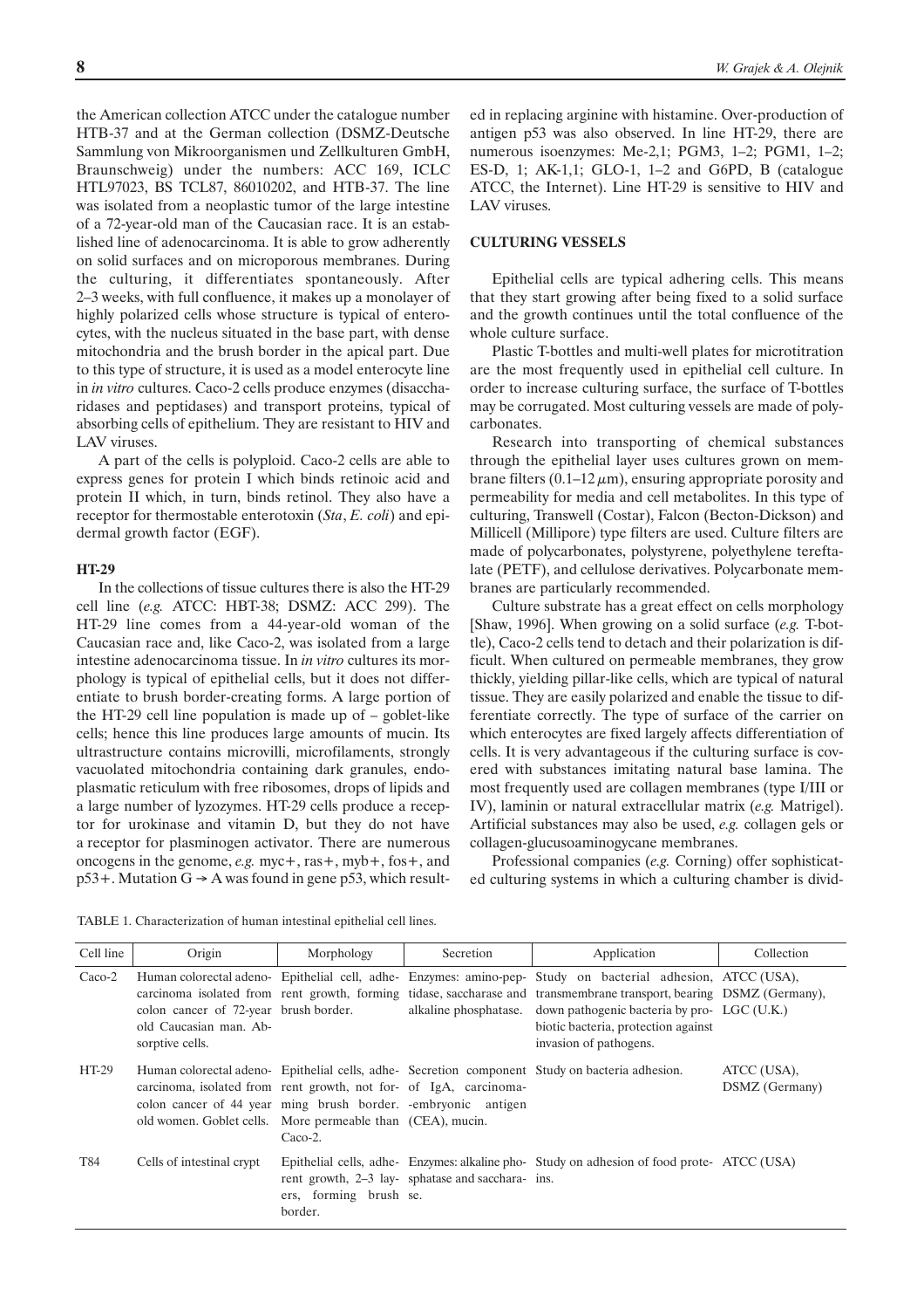the American collection ATCC under the catalogue number HTB-37 and at the German collection (DSMZ-Deutsche Sammlung von Mikroorganismen und Zellkulturen GmbH, Braunschweig) under the numbers: ACC 169, ICLC HTL97023, BS TCL87, 86010202, and HTB-37. The line was isolated from a neoplastic tumor of the large intestine of a 72-year-old man of the Caucasian race. It is an established line of adenocarcinoma. It is able to grow adherently on solid surfaces and on microporous membranes. During the culturing, it differentiates spontaneously. After 2–3 weeks, with full confluence, it makes up a monolayer of highly polarized cells whose structure is typical of enterocytes, with the nucleus situated in the base part, with dense mitochondria and the brush border in the apical part. Due to this type of structure, it is used as a model enterocyte line in *in vitro* cultures. Caco-2 cells produce enzymes (disaccharidases and peptidases) and transport proteins, typical of absorbing cells of epithelium. They are resistant to HIV and LAV viruses.

A part of the cells is polyploid. Caco-2 cells are able to express genes for protein I which binds retinoic acid and protein II which, in turn, binds retinol. They also have a receptor for thermostable enterotoxin (*Sta*, *E. coli*) and epidermal growth factor (EGF).

#### HT-29

In the collections of tissue cultures there is also the HT-29 cell line (*e.g.* ATCC: HBT-38; DSMZ: ACC 299). The HT-29 line comes from a 44-year-old woman of the Caucasian race and, like Caco-2, was isolated from a large intestine adenocarcinoma tissue. In *in vitro* cultures its morphology is typical of epithelial cells, but it does not differentiate to brush border-creating forms. A large portion of the HT-29 cell line population is made up of – goblet-like cells; hence this line produces large amounts of mucin. Its ultrastructure contains microvilli, microfilaments, strongly vacuolated mitochondria containing dark granules, endoplasmatic reticulum with free ribosomes, drops of lipids and a large number of lyzozymes. HT-29 cells produce a receptor for urokinase and vitamin D, but they do not have a receptor for plasminogen activator. There are numerous oncogens in the genome, *e.g.* myc+, ras+, myb+, fos+, and p53+. Mutation G → A was found in gene p53, which resulted in replacing arginine with histamine. Over-production of antigen p53 was also observed. In line HT-29, there are numerous isoenzymes: Me-2,1; PGM3, 1–2; PGM1, 1–2; ES-D, 1; AK-1,1; GLO-1, 1–2 and G6PD, B (catalogue ATCC, the Internet). Line HT-29 is sensitive to HIV and LAV viruses.

## CULTURING VESSELS

Epithelial cells are typical adhering cells. This means that they start growing after being fixed to a solid surface and the growth continues until the total confluence of the whole culture surface.

Plastic T-bottles and multi-well plates for microtitration are the most frequently used in epithelial cell culture. In order to increase culturing surface, the surface of T-bottles may be corrugated. Most culturing vessels are made of polycarbonates.

Research into transporting of chemical substances through the epithelial layer uses cultures grown on membrane filters (0.1–12 $\mu$m), ensuring appropriate porosity and permeability for media and cell metabolites. In this type of culturing, Transwell (Costar), Falcon (Becton-Dickson) and Millicell (Millipore) type filters are used. Culture filters are made of polycarbonates, polystyrene, polyethylene tereftalate (PETF), and cellulose derivatives. Polycarbonate membranes are particularly recommended.

Culture substrate has a great effect on cells morphology [Shaw, 1996]. When growing on a solid surface (*e.g.* T-bottle), Caco-2 cells tend to detach and their polarization is difficult. When cultured on permeable membranes, they grow thickly, yielding pillar-like cells, which are typical of natural tissue. They are easily polarized and enable the tissue to differentiate correctly. The type of surface of the carrier on which enterocytes are fixed largely affects differentiation of cells. It is very advantageous if the culturing surface is covered with substances imitating natural base lamina. The most frequently used are collagen membranes (type I/III or IV), laminin or natural extracellular matrix (*e.g.* Matrigel). Artificial substances may also be used, *e.g.* collagen gels or collagen-glucusoaminogycane membranes.

Professional companies (*e.g.* Corning) offer sophisticated culturing systems in which a culturing chamber is divid-

TABLE 1. Characterization of human intestinal epithelial cell lines.

| Cell line | Origin | Morphology | Secretion | Application | Collection |
|---|---|---|---|---|---|
| Caco-2 | Human colorectal adenocarcinoma isolated from colon cancer of 72-year old Caucasian man. Absorptive cells. | Epithelial cell, adherent growth, forming brush border. | Enzymes: amino-peptidase, saccharase and alkaline phosphatase. | Study on bacterial adhesion, transmembrane transport, bearing down pathogenic bacteria by probiotic bacteria, protection against invasion of pathogens. | ATCC (USA), DSMZ (Germany), LGC (U.K.) |
| HT-29 | Human colorectal adenocarcinoma, isolated from colon cancer of 44 year old women. Goblet cells. | Epithelial cells, adherent growth, not forming brush border. More permeable than Caco-2. | Secretion component of IgA, carcinoma-embryonic antigen (CEA), mucin. | Study on bacteria adhesion. | ATCC (USA), DSMZ (Germany) |
| T84 | Cells of intestinal crypt | Epithelial cells, adherent growth, 2–3 layers, forming brush border. | Enzymes: alkaline phosphatase and saccharase. | Study on adhesion of food proteins. | ATCC (USA) |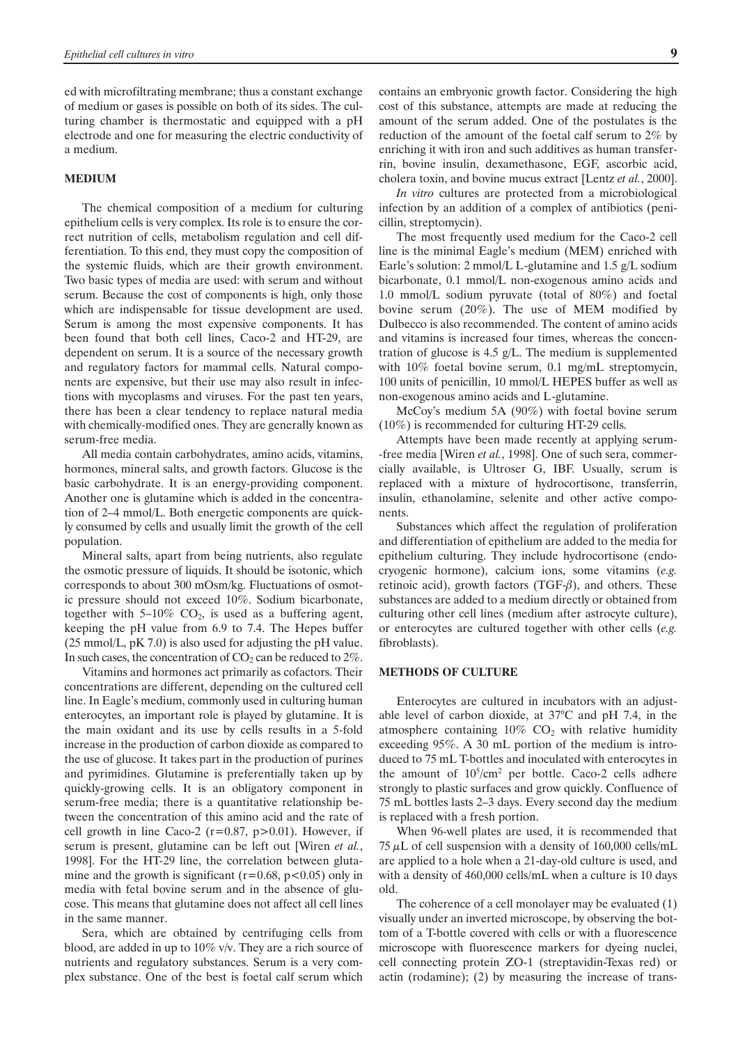ed with microfiltrating membrane; thus a constant exchange of medium or gases is possible on both of its sides. The culturing chamber is thermostatic and equipped with a pH electrode and one for measuring the electric conductivity of a medium.

## MEDIUM

The chemical composition of a medium for culturing epithelium cells is very complex. Its role is to ensure the correct nutrition of cells, metabolism regulation and cell differentiation. To this end, they must copy the composition of the systemic fluids, which are their growth environment. Two basic types of media are used: with serum and without serum. Because the cost of components is high, only those which are indispensable for tissue development are used. Serum is among the most expensive components. It has been found that both cell lines, Caco-2 and HT-29, are dependent on serum. It is a source of the necessary growth and regulatory factors for mammal cells. Natural components are expensive, but their use may also result in infections with mycoplasms and viruses. For the past ten years, there has been a clear tendency to replace natural media with chemically-modified ones. They are generally known as serum-free media.

All media contain carbohydrates, amino acids, vitamins, hormones, mineral salts, and growth factors. Glucose is the basic carbohydrate. It is an energy-providing component. Another one is glutamine which is added in the concentration of 2–4 mmol/L. Both energetic components are quickly consumed by cells and usually limit the growth of the cell population.

Mineral salts, apart from being nutrients, also regulate the osmotic pressure of liquids. It should be isotonic, which corresponds to about 300 mOsm/kg. Fluctuations of osmotic pressure should not exceed 10%. Sodium bicarbonate, together with 5–10% $CO_2$, is used as a buffering agent, keeping the pH value from 6.9 to 7.4. The Hepes buffer (25 mmol/L, pK 7.0) is also used for adjusting the pH value. In such cases, the concentration of $CO_2$ can be reduced to 2%.

Vitamins and hormones act primarily as cofactors. Their concentrations are different, depending on the cultured cell line. In Eagle's medium, commonly used in culturing human enterocytes, an important role is played by glutamine. It is the main oxidant and its use by cells results in a 5-fold increase in the production of carbon dioxide as compared to the use of glucose. It takes part in the production of purines and pyrimidines. Glutamine is preferentially taken up by quickly-growing cells. It is an obligatory component in serum-free media; there is a quantitative relationship between the concentration of this amino acid and the rate of cell growth in line Caco-2 ($r=0.87$, $p>0.01$). However, if serum is present, glutamine can be left out [Wiren *et al.*, 1998]. For the HT-29 line, the correlation between glutamine and the growth is significant ($r=0.68$, $p<0.05$) only in media with fetal bovine serum and in the absence of glucose. This means that glutamine does not affect all cell lines in the same manner.

Sera, which are obtained by centrifuging cells from blood, are added in up to 10% v/v. They are a rich source of nutrients and regulatory substances. Serum is a very complex substance. One of the best is foetal calf serum which contains an embryonic growth factor. Considering the high cost of this substance, attempts are made at reducing the amount of the serum added. One of the postulates is the reduction of the amount of the foetal calf serum to 2% by enriching it with iron and such additives as human transferrin, bovine insulin, dexamethasone, EGF, ascorbic acid, cholera toxin, and bovine mucus extract [Lentz *et al.*, 2000].

*In vitro* cultures are protected from a microbiological infection by an addition of a complex of antibiotics (penicillin, streptomycin).

The most frequently used medium for the Caco-2 cell line is the minimal Eagle's medium (MEM) enriched with Earle's solution: 2 mmol/L L-glutamine and 1.5 g/L sodium bicarbonate, 0.1 mmol/L non-exogenous amino acids and 1.0 mmol/L sodium pyruvate (total of 80%) and foetal bovine serum (20%). The use of MEM modified by Dulbecco is also recommended. The content of amino acids and vitamins is increased four times, whereas the concentration of glucose is 4.5 g/L. The medium is supplemented with 10% foetal bovine serum, 0.1 mg/mL streptomycin, 100 units of penicillin, 10 mmol/L HEPES buffer as well as non-exogenous amino acids and L-glutamine.

McCoy's medium 5A (90%) with foetal bovine serum (10%) is recommended for culturing HT-29 cells.

Attempts have been made recently at applying serum-free media [Wiren *et al.*, 1998]. One of such sera, commercially available, is Ultroser G, IBF. Usually, serum is replaced with a mixture of hydrocortisone, transferrin, insulin, ethanolamine, selenite and other active components.

Substances which affect the regulation of proliferation and differentiation of epithelium are added to the media for epithelium culturing. They include hydrocortisone (endocryogenic hormone), calcium ions, some vitamins (*e.g.* retinoic acid), growth factors (TGF-$\beta$), and others. These substances are added to a medium directly or obtained from culturing other cell lines (medium after astrocyte culture), or enterocytes are cultured together with other cells (*e.g.* fibroblasts).

## METHODS OF CULTURE

Enterocytes are cultured in incubators with an adjustable level of carbon dioxide, at 37°C and pH 7.4, in the atmosphere containing 10% $CO_2$ with relative humidity exceeding 95%. A 30 mL portion of the medium is introduced to 75 mL T-bottles and inoculated with enterocytes in the amount of $10^5$/cm$^2$ per bottle. Caco-2 cells adhere strongly to plastic surfaces and grow quickly. Confluence of 75 mL bottles lasts 2–3 days. Every second day the medium is replaced with a fresh portion.

When 96-well plates are used, it is recommended that 75 $\mu$L of cell suspension with a density of 160,000 cells/mL are applied to a hole when a 21-day-old culture is used, and with a density of 460,000 cells/mL when a culture is 10 days old.

The coherence of a cell monolayer may be evaluated (1) visually under an inverted microscope, by observing the bottom of a T-bottle covered with cells or with a fluorescence microscope with fluorescence markers for dyeing nuclei, cell connecting protein ZO-1 (streptavidin-Texas red) or actin (rodamine); (2) by measuring the increase of trans-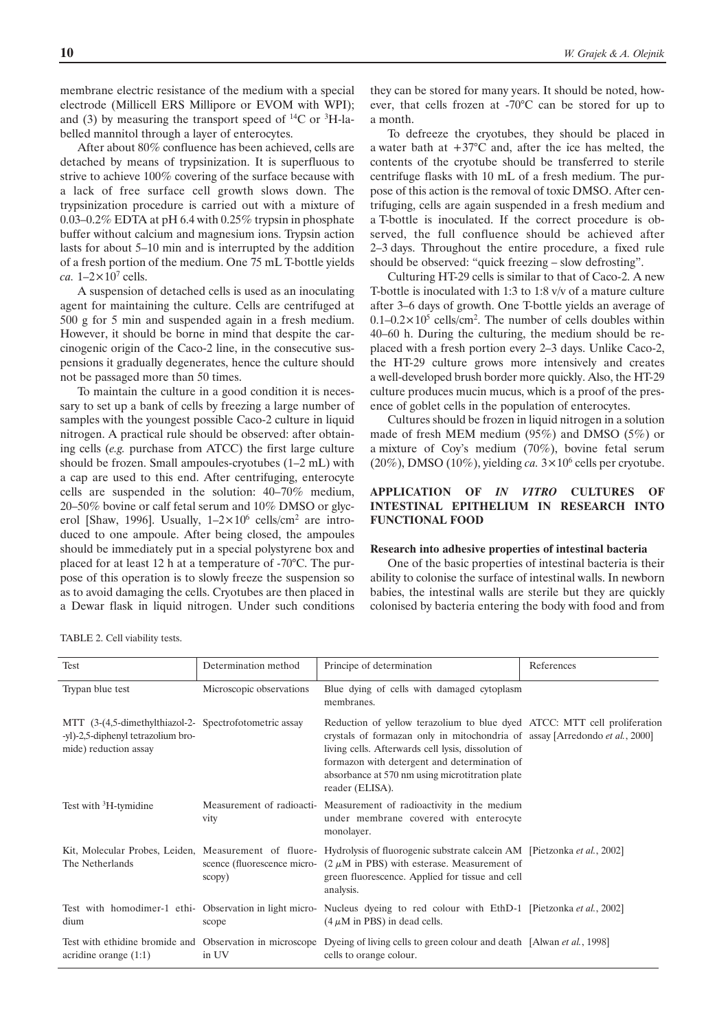membrane electric resistance of the medium with a special electrode (Millicell ERS Millipore or EVOM with WPI); and (3) by measuring the transport speed of $^{14}C$ or $^{3}H$-labelled mannitol through a layer of enterocytes.

After about 80% confluence has been achieved, cells are detached by means of trypsinization. It is superfluous to strive to achieve 100% covering of the surface because with a lack of free surface cell growth slows down. The trypsinization procedure is carried out with a mixture of 0.03–0.2% EDTA at pH 6.4 with 0.25% trypsin in phosphate buffer without calcium and magnesium ions. Trypsin action lasts for about 5–10 min and is interrupted by the addition of a fresh portion of the medium. One 75 mL T-bottle yields *ca.* $1–2\times10^7$ cells.

A suspension of detached cells is used as an inoculating agent for maintaining the culture. Cells are centrifuged at 500 g for 5 min and suspended again in a fresh medium. However, it should be borne in mind that despite the carcinogenic origin of the Caco-2 line, in the consecutive suspensions it gradually degenerates, hence the culture should not be passaged more than 50 times.

To maintain the culture in a good condition it is necessary to set up a bank of cells by freezing a large number of samples with the youngest possible Caco-2 culture in liquid nitrogen. A practical rule should be observed: after obtaining cells (*e.g.* purchase from ATCC) the first large culture should be frozen. Small ampoules-cryotubes (1–2 mL) with a cap are used to this end. After centrifuging, enterocyte cells are suspended in the solution: 40–70% medium, 20–50% bovine or calf fetal serum and 10% DMSO or glycerol [Shaw, 1996]. Usually, $1–2\times10^6$ cells/cm$^2$ are introduced to one ampoule. After being closed, the ampoules should be immediately put in a special polystyrene box and placed for at least 12 h at a temperature of -70°C. The purpose of this operation is to slowly freeze the suspension so as to avoid damaging the cells. Cryotubes are then placed in a Dewar flask in liquid nitrogen. Under such conditions they can be stored for many years. It should be noted, however, that cells frozen at -70°C can be stored for up to a month.

To defreeze the cryotubes, they should be placed in a water bath at +37°C and, after the ice has melted, the contents of the cryotube should be transferred to sterile centrifuge flasks with 10 mL of a fresh medium. The purpose of this action is the removal of toxic DMSO. After centrifuging, cells are again suspended in a fresh medium and a T-bottle is inoculated. If the correct procedure is observed, the full confluence should be achieved after 2–3 days. Throughout the entire procedure, a fixed rule should be observed: "quick freezing – slow defrosting".

Culturing HT-29 cells is similar to that of Caco-2. A new T-bottle is inoculated with 1:3 to 1:8 v/v of a mature culture after 3–6 days of growth. One T-bottle yields an average of $0.1–0.2\times10^5$ cells/cm$^2$. The number of cells doubles within 40–60 h. During the culturing, the medium should be replaced with a fresh portion every 2–3 days. Unlike Caco-2, the HT-29 culture grows more intensively and creates a well-developed brush border more quickly. Also, the HT-29 culture produces mucin mucus, which is a proof of the presence of goblet cells in the population of enterocytes.

Cultures should be frozen in liquid nitrogen in a solution made of fresh MEM medium (95%) and DMSO (5%) or a mixture of Coy's medium (70%), bovine fetal serum (20%), DMSO (10%), yielding *ca.* $3\times10^6$ cells per cryotube.

## APPLICATION OF *IN VITRO* CULTURES OF INTESTINAL EPITHELIUM IN RESEARCH INTO FUNCTIONAL FOOD

### Research into adhesive properties of intestinal bacteria

One of the basic properties of intestinal bacteria is their ability to colonise the surface of intestinal walls. In newborn babies, the intestinal walls are sterile but they are quickly colonised by bacteria entering the body with food and from

TABLE 2. Cell viability tests.

| Test | Determination method | Principe of determination | References |
|---|---|---|---|
| Trypan blue test | Microscopic observations | Blue dying of cells with damaged cytoplasm membranes. | |
| MTT (3-(4,5-dimethylthiazol-2-yl)-2,5-diphenyl tetrazolium bromide) reduction assay | Spectrofotometric assay | Reduction of yellow terazolium to blue dyed crystals of formazan only in mitochondria of living cells. Afterwards cell lysis, dissolution of formazon with detergent and determination of absorbance at 570 nm using microtitration plate reader (ELISA). | ATCC: MTT cell proliferation assay [Arredondo *et al.*, 2000] |
| Test with $^{3}H$-tymidine | Measurement of radioactivity | Measurement of radioactivity in the medium under membrane covered with enterocyte monolayer. | |
| Kit, Molecular Probes, Leiden, The Netherlands | Measurement of fluorescence (fluorescence microscopy) | Hydrolysis of fluorogenic substrate calcein AM (2 $\mu$M in PBS) with esterase. Measurement of green fluorescence. Applied for tissue and cell analysis. | [Pietzonka *et al.*, 2002] |
| Test with homodimer-1 ethidium | Observation in light microscope | Nucleus dyeing to red colour with EthD-1 (4 $\mu$M in PBS) in dead cells. | [Pietzonka *et al.*, 2002] |
| Test with ethidine bromide and acridine orange (1:1) | Observation in microscope in UV | Dyeing of living cells to green colour and death cells to orange colour. | [Alwan *et al.*, 1998] |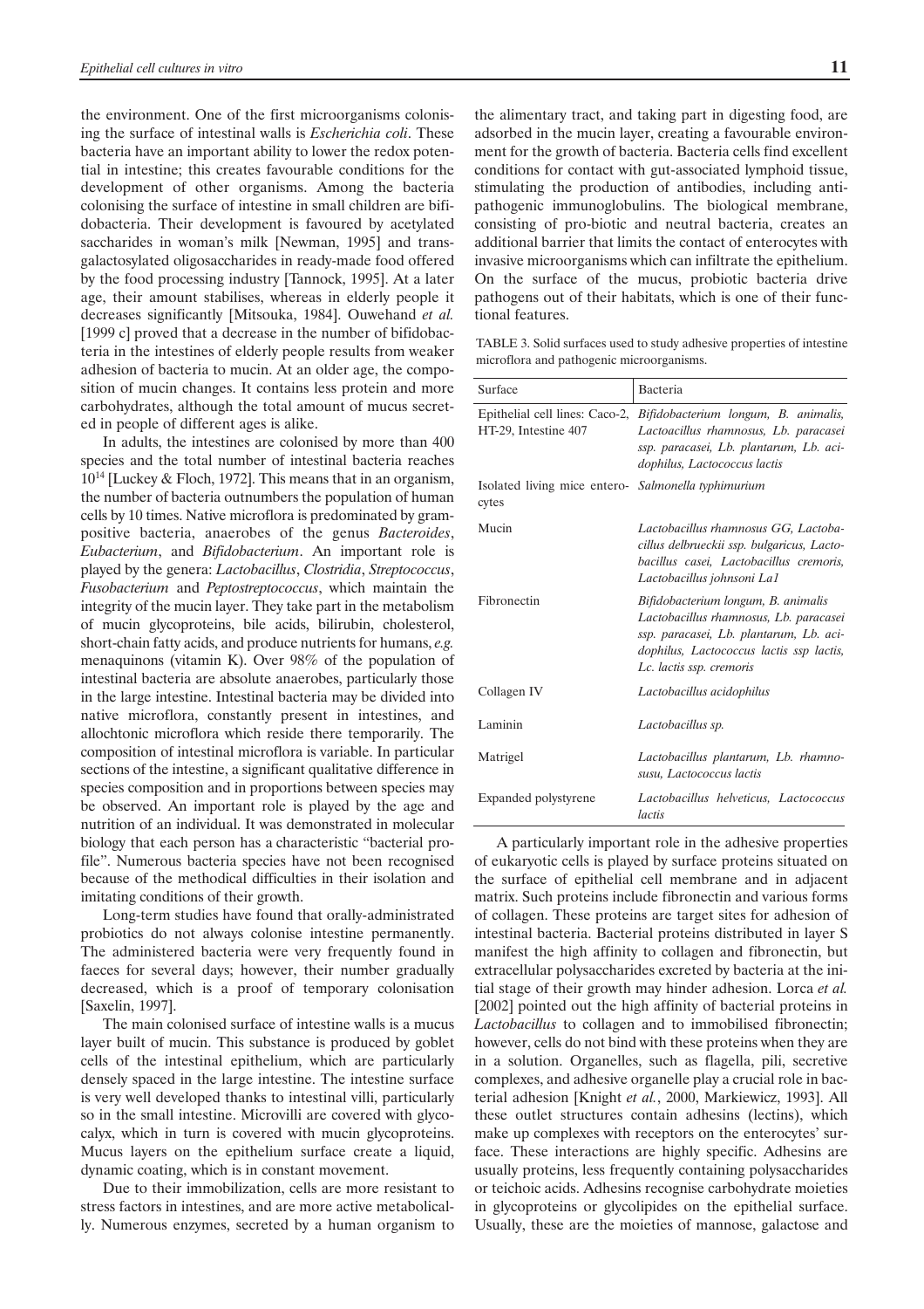the environment. One of the first microorganisms colonising the surface of intestinal walls is *Escherichia coli*. These bacteria have an important ability to lower the redox potential in intestine; this creates favourable conditions for the development of other organisms. Among the bacteria colonising the surface of intestine in small children are bifidobacteria. Their development is favoured by acetylated saccharides in woman's milk [Newman, 1995] and trans-galactosylated oligosaccharides in ready-made food offered by the food processing industry [Tannock, 1995]. At a later age, their amount stabilises, whereas in elderly people it decreases significantly [Mitsouka, 1984]. Ouwehand *et al.* [1999 c] proved that a decrease in the number of bifidobacteria in the intestines of elderly people results from weaker adhesion of bacteria to mucin. At an older age, the composition of mucin changes. It contains less protein and more carbohydrates, although the total amount of mucus secreted in people of different ages is alike.

In adults, the intestines are colonised by more than 400 species and the total number of intestinal bacteria reaches $10^{14}$ [Luckey & Floch, 1972]. This means that in an organism, the number of bacteria outnumbers the population of human cells by 10 times. Native microflora is predominated by gram-positive bacteria, anaerobes of the genus *Bacteroides*, *Eubacterium*, and *Bifidobacterium*. An important role is played by the genera: *Lactobacillus*, *Clostridia*, *Streptococcus*, *Fusobacterium* and *Peptostreptococcus*, which maintain the integrity of the mucin layer. They take part in the metabolism of mucin glycoproteins, bile acids, bilirubin, cholesterol, short-chain fatty acids, and produce nutrients for humans, *e.g.* menaquinons (vitamin K). Over 98% of the population of intestinal bacteria are absolute anaerobes, particularly those in the large intestine. Intestinal bacteria may be divided into native microflora, constantly present in intestines, and allochtonic microflora which reside there temporarily. The composition of intestinal microflora is variable. In particular sections of the intestine, a significant qualitative difference in species composition and in proportions between species may be observed. An important role is played by the age and nutrition of an individual. It was demonstrated in molecular biology that each person has a characteristic "bacterial profile". Numerous bacteria species have not been recognised because of the methodical difficulties in their isolation and imitating conditions of their growth.

Long-term studies have found that orally-administrated probiotics do not always colonise intestine permanently. The administered bacteria were very frequently found in faeces for several days; however, their number gradually decreased, which is a proof of temporary colonisation [Saxelin, 1997].

The main colonised surface of intestine walls is a mucus layer built of mucin. This substance is produced by goblet cells of the intestinal epithelium, which are particularly densely spaced in the large intestine. The intestine surface is very well developed thanks to intestinal villi, particularly so in the small intestine. Microvilli are covered with glycocalyx, which in turn is covered with mucin glycoproteins. Mucus layers on the epithelium surface create a liquid, dynamic coating, which is in constant movement.

Due to their immobilization, cells are more resistant to stress factors in intestines, and are more active metabolically. Numerous enzymes, secreted by a human organism to the alimentary tract, and taking part in digesting food, are adsorbed in the mucin layer, creating a favourable environment for the growth of bacteria. Bacteria cells find excellent conditions for contact with gut-associated lymphoid tissue, stimulating the production of antibodies, including anti-pathogenic immunoglobulins. The biological membrane, consisting of pro-biotic and neutral bacteria, creates an additional barrier that limits the contact of enterocytes with invasive microorganisms which can infiltrate the epithelium. On the surface of the mucus, probiotic bacteria drive pathogens out of their habitats, which is one of their functional features.

TABLE 3. Solid surfaces used to study adhesive properties of intestine microflora and pathogenic microorganisms.

| Surface | Bacteria |
|---|---|
| Epithelial cell lines: Caco-2, HT-29, Intestine 407 | *Bifidobacterium longum, B. animalis, Lactoacillus rhamnosus, Lb. paracasei ssp. paracasei, Lb. plantarum, Lb. acidophilus, Lactococcus lactis* |
| Isolated living mice enterocytes | *Salmonella typhimurium* |
| Mucin | *Lactobacillus rhamnosus GG, Lactobacillus delbrueckii ssp. bulgaricus, Lactobacillus casei, Lactobacillus cremoris, Lactobacillus johnsoni La1* |
| Fibronectin | *Bifidobacterium longum, B. animalis Lactobacillus rhamnosus, Lb. paracasei ssp. paracasei, Lb. plantarum, Lb. acidophilus, Lactococcus lactis ssp lactis, Lc. lactis ssp. cremoris* |
| Collagen IV | *Lactobacillus acidophilus* |
| Laminin | *Lactobacillus sp.* |
| Matrigel | *Lactobacillus plantarum, Lb. rhamnosusu, Lactococcus lactis* |
| Expanded polystyrene | *Lactobacillus helveticus, Lactococcus lactis* |

A particularly important role in the adhesive properties of eukaryotic cells is played by surface proteins situated on the surface of epithelial cell membrane and in adjacent matrix. Such proteins include fibronectin and various forms of collagen. These proteins are target sites for adhesion of intestinal bacteria. Bacterial proteins distributed in layer S manifest the high affinity to collagen and fibronectin, but extracellular polysaccharides excreted by bacteria at the initial stage of their growth may hinder adhesion. Lorca *et al.* [2002] pointed out the high affinity of bacterial proteins in *Lactobacillus* to collagen and to immobilised fibronectin; however, cells do not bind with these proteins when they are in a solution. Organelles, such as flagella, pili, secretive complexes, and adhesive organelle play a crucial role in bacterial adhesion [Knight *et al.*, 2000, Markiewicz, 1993]. All these outlet structures contain adhesins (lectins), which make up complexes with receptors on the enterocytes' surface. These interactions are highly specific. Adhesins are usually proteins, less frequently containing polysaccharides or teichoic acids. Adhesins recognise carbohydrate moieties in glycoproteins or glycolipides on the epithelial surface. Usually, these are the moieties of mannose, galactose and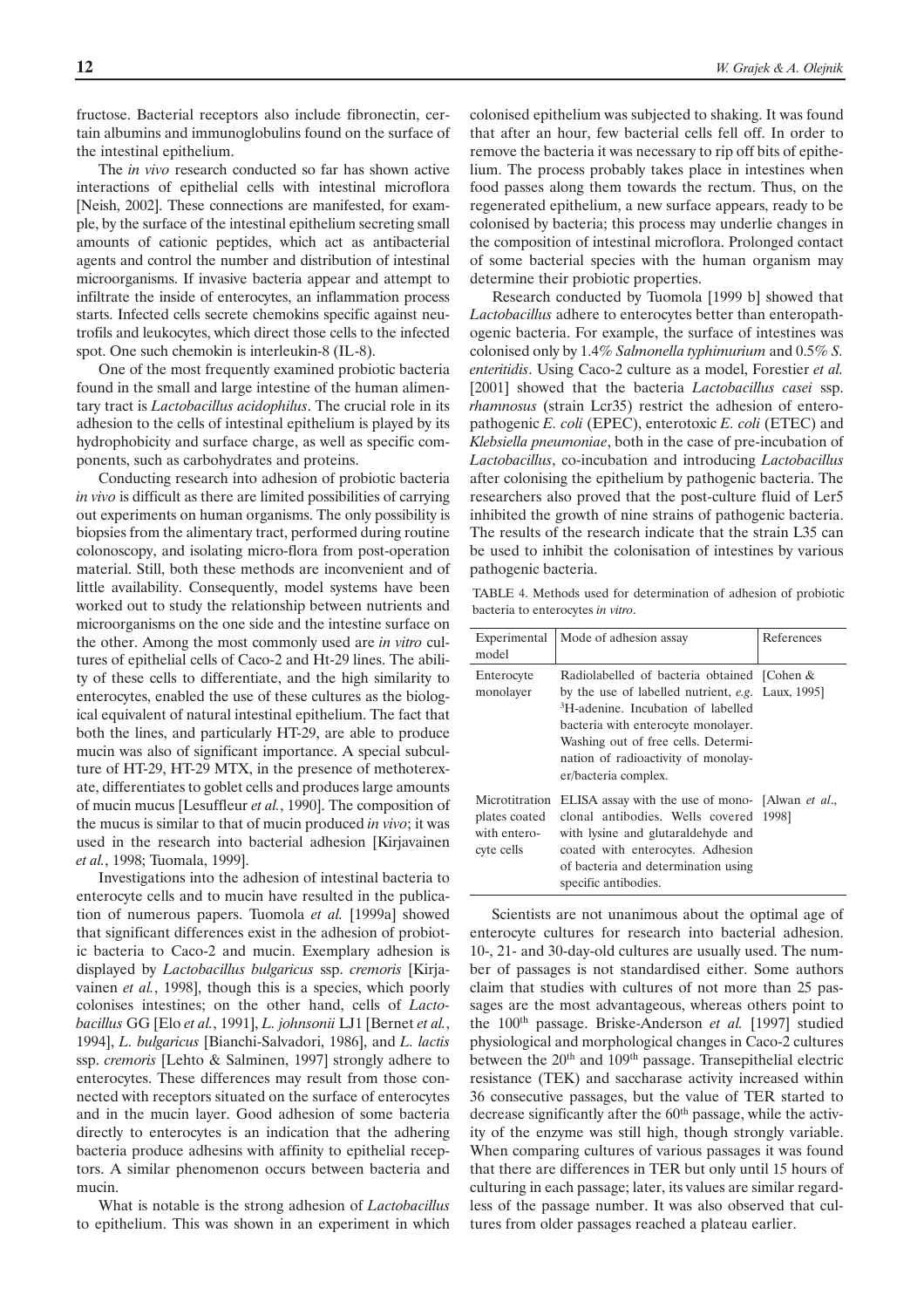fructose. Bacterial receptors also include fibronectin, certain albumins and immunoglobulins found on the surface of the intestinal epithelium.

The *in vivo* research conducted so far has shown active interactions of epithelial cells with intestinal microflora [Neish, 2002]. These connections are manifested, for example, by the surface of the intestinal epithelium secreting small amounts of cationic peptides, which act as antibacterial agents and control the number and distribution of intestinal microorganisms. If invasive bacteria appear and attempt to infiltrate the inside of enterocytes, an inflammation process starts. Infected cells secrete chemokins specific against neutrofils and leukocytes, which direct those cells to the infected spot. One such chemokin is interleukin-8 (IL-8).

One of the most frequently examined probiotic bacteria found in the small and large intestine of the human alimentary tract is *Lactobacillus acidophilus*. The crucial role in its adhesion to the cells of intestinal epithelium is played by its hydrophobicity and surface charge, as well as specific components, such as carbohydrates and proteins.

Conducting research into adhesion of probiotic bacteria *in vivo* is difficult as there are limited possibilities of carrying out experiments on human organisms. The only possibility is biopsies from the alimentary tract, performed during routine colonoscopy, and isolating micro-flora from post-operation material. Still, both these methods are inconvenient and of little availability. Consequently, model systems have been worked out to study the relationship between nutrients and microorganisms on the one side and the intestine surface on the other. Among the most commonly used are *in vitro* cultures of epithelial cells of Caco-2 and Ht-29 lines. The ability of these cells to differentiate, and the high similarity to enterocytes, enabled the use of these cultures as the biological equivalent of natural intestinal epithelium. The fact that both the lines, and particularly HT-29, are able to produce mucin was also of significant importance. A special subculture of HT-29, HT-29 MTX, in the presence of methoterexate, differentiates to goblet cells and produces large amounts of mucin mucus [Lesuffleur *et al.*, 1990]. The composition of the mucus is similar to that of mucin produced *in vivo*; it was used in the research into bacterial adhesion [Kirjavainen *et al.*, 1998; Tuomala, 1999].

Investigations into the adhesion of intestinal bacteria to enterocyte cells and to mucin have resulted in the publication of numerous papers. Tuomola *et al.* [1999a] showed that significant differences exist in the adhesion of probiotic bacteria to Caco-2 and mucin. Exemplary adhesion is displayed by *Lactobacillus bulgaricus* ssp. *cremoris* [Kirjavainen *et al.*, 1998], though this is a species, which poorly colonises intestines; on the other hand, cells of *Lactobacillus* GG [Elo *et al.*, 1991], *L. johnsonii* LJ1 [Bernet *et al.*, 1994], *L. bulgaricus* [Bianchi-Salvadori, 1986], and *L. lactis* ssp. *cremoris* [Lehto & Salminen, 1997] strongly adhere to enterocytes. These differences may result from those connected with receptors situated on the surface of enterocytes and in the mucin layer. Good adhesion of some bacteria directly to enterocytes is an indication that the adhering bacteria produce adhesins with affinity to epithelial receptors. A similar phenomenon occurs between bacteria and mucin.

What is notable is the strong adhesion of *Lactobacillus* to epithelium. This was shown in an experiment in which colonised epithelium was subjected to shaking. It was found that after an hour, few bacterial cells fell off. In order to remove the bacteria it was necessary to rip off bits of epithelium. The process probably takes place in intestines when food passes along them towards the rectum. Thus, on the regenerated epithelium, a new surface appears, ready to be colonised by bacteria; this process may underlie changes in the composition of intestinal microflora. Prolonged contact of some bacterial species with the human organism may determine their probiotic properties.

Research conducted by Tuomola [1999 b] showed that *Lactobacillus* adhere to enterocytes better than enteropathogenic bacteria. For example, the surface of intestines was colonised only by 1.4% *Salmonella typhimurium* and 0.5% *S. enteritidis*. Using Caco-2 culture as a model, Forestier *et al.* [2001] showed that the bacteria *Lactobacillus casei* ssp. *rhamnosus* (strain Lcr35) restrict the adhesion of enteropathogenic *E. coli* (EPEC), enterotoxic *E. coli* (ETEC) and *Klebsiella pneumoniae*, both in the case of pre-incubation of *Lactobacillus*, co-incubation and introducing *Lactobacillus* after colonising the epithelium by pathogenic bacteria. The researchers also proved that the post-culture fluid of Lcr5 inhibited the growth of nine strains of pathogenic bacteria. The results of the research indicate that the strain L35 can be used to inhibit the colonisation of intestines by various pathogenic bacteria.

TABLE 4. Methods used for determination of adhesion of probiotic bacteria to enterocytes *in vitro*.

| Experimental model | Mode of adhesion assay | References |
|---|---|---|
| Enterocyte monolayer | Radiolabelled of bacteria obtained by the use of labelled nutrient, *e.g.* $^{3}$H-adenine. Incubation of labelled bacteria with enterocyte monolayer. Washing out of free cells. Determination of radioactivity of monolayer/bacteria complex. | [Cohen & Laux, 1995] |
| Microtitration plates coated with enterocyte cells | ELISA assay with the use of monoclonal antibodies. Wells covered with lysine and glutaraldehyde and coated with enterocytes. Adhesion of bacteria and determination using specific antibodies. | [Alwan *et al*., 1998] |

Scientists are not unanimous about the optimal age of enterocyte cultures for research into bacterial adhesion. 10-, 21- and 30-day-old cultures are usually used. The number of passages is not standardised either. Some authors claim that studies with cultures of not more than 25 passages are the most advantageous, whereas others point to the 100th passage. Briske-Anderson *et al.* [1997] studied physiological and morphological changes in Caco-2 cultures between the 20th and 109th passage. Transepithelial electric resistance (TEK) and saccharase activity increased within 36 consecutive passages, but the value of TER started to decrease significantly after the 60th passage, while the activity of the enzyme was still high, though strongly variable. When comparing cultures of various passages it was found that there are differences in TER but only until 15 hours of culturing in each passage; later, its values are similar regardless of the passage number. It was also observed that cultures from older passages reached a plateau earlier.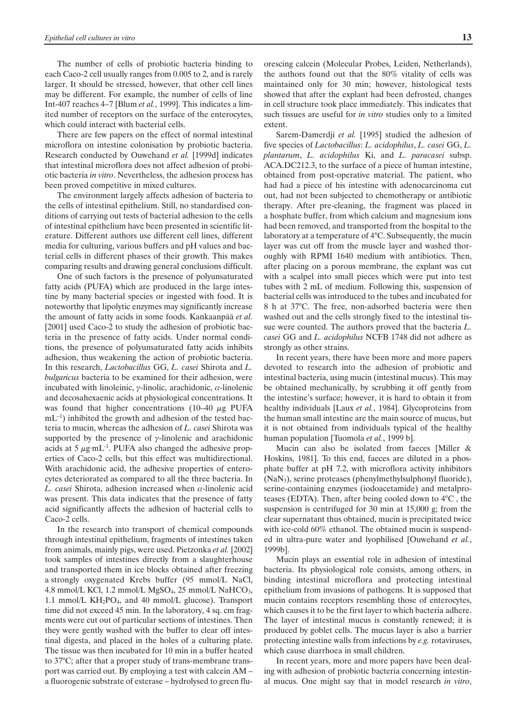The number of cells of probiotic bacteria binding to each Caco-2 cell usually ranges from 0.005 to 2, and is rarely larger. It should be stressed, however, that other cell lines may be different. For example, the number of cells of line Int-407 reaches 4–7 [Blum *et al.*, 1999]. This indicates a limited number of receptors on the surface of the enterocytes, which could interact with bacterial cells.

There are few papers on the effect of normal intestinal microflora on intestine colonisation by probiotic bacteria. Research conducted by Ouwehand *et al.* [1999d] indicates that intestinal microflora does not affect adhesion of probiotic bacteria *in vitro*. Nevertheless, the adhesion process has been proved competitive in mixed cultures.

The environment largely affects adhesion of bacteria to the cells of intestinal epithelium. Still, no standardised conditions of carrying out tests of bacterial adhesion to the cells of intestinal epithelium have been presented in scientific literature. Different authors use different cell lines, different media for culturing, various buffers and pH values and bacterial cells in different phases of their growth. This makes comparing results and drawing general conclusions difficult.

One of such factors is the presence of polyunsaturated fatty acids (PUFA) which are produced in the large intestine by many bacterial species or ingested with food. It is noteworthy that lipolytic enzymes may significantly increase the amount of fatty acids in some foods. Kankaanpää *et al.* [2001] used Caco-2 to study the adhesion of probiotic bacteria in the presence of fatty acids. Under normal conditions, the presence of polyunsaturated fatty acids inhibits adhesion, thus weakening the action of probiotic bacteria. In this research, *Lactobacillus* GG, *L. casei* Shirota and *L. bulgaricus* bacteria to be examined for their adhesion, were incubated with linoleinic, $\gamma$-linolic, arachidonic, $\alpha$-linolenic and decosahexaenic acids at physiological concentrations. It was found that higher concentrations (10–40 $\mu$g PUFA $mL^{-1}$) inhibited the growth and adhesion of the tested bacteria to mucin, whereas the adhesion of *L. casei* Shirota was supported by the presence of $\gamma$-linolenic and arachidonic acids at 5 $\mu g \cdot mL^{-1}$. PUFA also changed the adhesive properties of Caco-2 cells, but this effect was multidirectional. With arachidonic acid, the adhesive properties of enterocytes deteriorated as compared to all the three bacteria. In *L. casei* Shirota, adhesion increased when $\alpha$-linolenic acid was present. This data indicates that the presence of fatty acid significantly affects the adhesion of bacterial cells to Caco-2 cells.

In the research into transport of chemical compounds through intestinal epithelium, fragments of intestines taken from animals, mainly pigs, were used. Pietzonka *et al.* [2002] took samples of intestines directly from a slaughterhouse and transported them in ice blocks obtained after freezing a strongly oxygenated Krebs buffer (95 mmol/L NaCl, 4.8 mmol/L KCl, 1.2 mmol/L $MgSO_4$, 25 mmol/L $NaHCO_3$, 1.1 mmol/L $KH_2PO_4$, and 40 mmol/L glucose). Transport time did not exceed 45 min. In the laboratory, 4 sq. cm fragments were cut out of particular sections of intestines. Then they were gently washed with the buffer to clear off intestinal digesta, and placed in the holes of a culturing plate. The tissue was then incubated for 10 min in a buffer heated to 37°C; after that a proper study of trans-membrane transport was carried out. By employing a test with calcein AM – a fluorogenic substrate of esterase – hydrolysed to green fluorescing calcein (Molecular Probes, Leiden, Netherlands), the authors found out that the 80% vitality of cells was maintained only for 30 min; however, histological tests showed that after the explant had been defrosted, changes in cell structure took place immediately. This indicates that such tissues are useful for *in vitro* studies only to a limited extent.

Sarem-Damerdji *et al.* [1995] studied the adhesion of five species of *Lactobacillus*: *L. acidophilus*, *L. casei* GG, *L. plantarum*, *L. acidophilus* Ki, and *L. paracasei* subsp. ACA.DC212.3, to the surface of a piece of human intestine, obtained from post-operative material. The patient, who had had a piece of his intestine with adenocarcinoma cut out, had not been subjected to chemotherapy or antibiotic therapy. After pre-cleaning, the fragment was placed in a hosphate buffer, from which calcium and magnesium ions had been removed, and transported from the hospital to the laboratory at a temperature of 4°C. Subsequently, the mucin layer was cut off from the muscle layer and washed thoroughly with RPMI 1640 medium with antibiotics. Then, after placing on a porous membrane, the explant was cut with a scalpel into small pieces which were put into test tubes with 2 mL of medium. Following this, suspension of bacterial cells was introduced to the tubes and incubated for 8 h at 37°C. The free, non-adsorbed bacteria were then washed out and the cells strongly fixed to the intestinal tissue were counted. The authors proved that the bacteria *L. casei* GG and *L. acidophilus* NCFB 1748 did not adhere as strongly as other strains.

In recent years, there have been more and more papers devoted to research into the adhesion of probiotic and intestinal bacteria, using mucin (intestinal mucus). This may be obtained mechanically, by scrubbing it off gently from the intestine's surface; however, it is hard to obtain it from healthy individuals [Laux *et al.*, 1984]. Glycoproteins from the human small intestine are the main source of mucus, but it is not obtained from individuals typical of the healthy human population [Tuomola *et al.*, 1999 b].

Mucin can also be isolated from faeces [Miller & Hoskins, 1981]. To this end, faeces are diluted in a phosphate buffer at pH 7.2, with microflora activity inhibitors ($NaN_3$), serine proteases (phenylmethylsulphonyl fluoride), serine-containing enzymes (iodoacetamide) and metalproteases (EDTA). Then, after being cooled down to 4°C , the suspension is centrifuged for 30 min at 15,000 g; from the clear supernatant thus obtained, mucin is precipitated twice with ice-cold 60% ethanol. The obtained mucin is suspended in ultra-pure water and lyophilised [Ouwehand *et al.*, 1999b].

Mucin plays an essential role in adhesion of intestinal bacteria. Its physiological role consists, among others, in binding intestinal microflora and protecting intestinal epithelium from invasions of pathogens. It is supposed that mucin contains receptors resembling those of enterocytes, which causes it to be the first layer to which bacteria adhere. The layer of intestinal mucus is constantly renewed; it is produced by goblet cells. The mucus layer is also a barrier protecting intestine walls from infections by *e.g.* rotaviruses, which cause diarrhoea in small children.

In recent years, more and more papers have been dealing with adhesion of probiotic bacteria concerning intestinal mucus. One might say that in model research *in vitro*,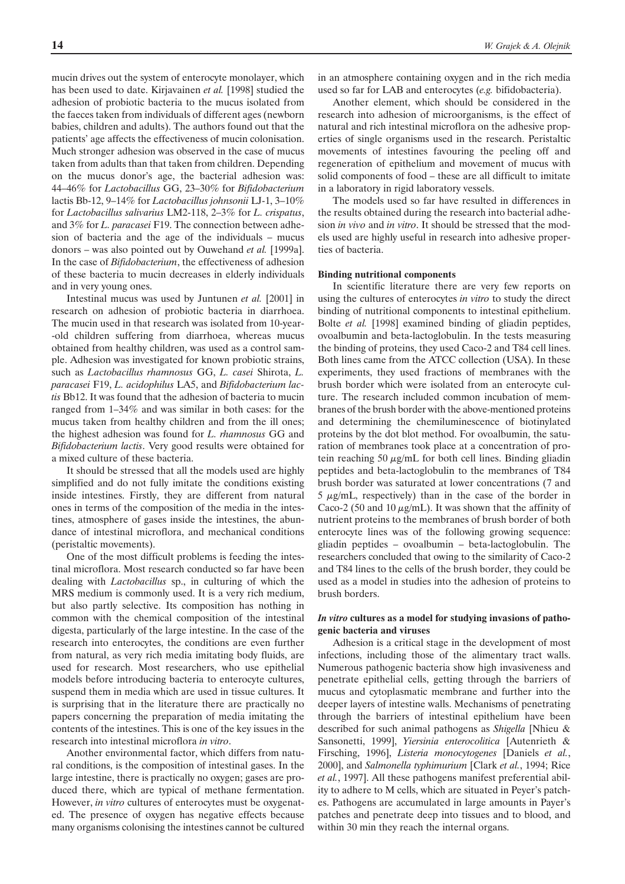mucin drives out the system of enterocyte monolayer, which has been used to date. Kirjavainen *et al.* [1998] studied the adhesion of probiotic bacteria to the mucus isolated from the faeces taken from individuals of different ages (newborn babies, children and adults). The authors found out that the patients' age affects the effectiveness of mucin colonisation. Much stronger adhesion was observed in the case of mucus taken from adults than that taken from children. Depending on the mucus donor's age, the bacterial adhesion was: 44–46% for *Lactobacillus* GG, 23–30% for *Bifidobacterium* lactis Bb-12, 9–14% for *Lactobacillus johnsonii* LJ-1, 3–10% for *Lactobacillus salivarius* LM2-118, 2–3% for *L. crispatus*, and 3% for *L. paracasei* F19. The connection between adhesion of bacteria and the age of the individuals – mucus donors – was also pointed out by Ouwehand *et al.* [1999a]. In the case of *Bifidobacterium*, the effectiveness of adhesion of these bacteria to mucin decreases in elderly individuals and in very young ones.

Intestinal mucus was used by Juntunen *et al.* [2001] in research on adhesion of probiotic bacteria in diarrhoea. The mucin used in that research was isolated from 10-year-old children suffering from diarrhoea, whereas mucus obtained from healthy children, was used as a control sample. Adhesion was investigated for known probiotic strains, such as *Lactobacillus rhamnosus* GG, *L. casei* Shirota, *L. paracasei* F19, *L. acidophilus* LA5, and *Bifidobacterium lactis* Bb12. It was found that the adhesion of bacteria to mucin ranged from 1–34% and was similar in both cases: for the mucus taken from healthy children and from the ill ones; the highest adhesion was found for *L. rhamnosus* GG and *Bifidobacterium lactis*. Very good results were obtained for a mixed culture of these bacteria.

It should be stressed that all the models used are highly simplified and do not fully imitate the conditions existing inside intestines. Firstly, they are different from natural ones in terms of the composition of the media in the intestines, atmosphere of gases inside the intestines, the abundance of intestinal microflora, and mechanical conditions (peristaltic movements).

One of the most difficult problems is feeding the intestinal microflora. Most research conducted so far have been dealing with *Lactobacillus* sp., in culturing of which the MRS medium is commonly used. It is a very rich medium, but also partly selective. Its composition has nothing in common with the chemical composition of the intestinal digesta, particularly of the large intestine. In the case of the research into enterocytes, the conditions are even further from natural, as very rich media imitating body fluids, are used for research. Most researchers, who use epithelial models before introducing bacteria to enterocyte cultures, suspend them in media which are used in tissue cultures. It is surprising that in the literature there are practically no papers concerning the preparation of media imitating the contents of the intestines. This is one of the key issues in the research into intestinal microflora *in vitro*.

Another environmental factor, which differs from natural conditions, is the composition of intestinal gases. In the large intestine, there is practically no oxygen; gases are produced there, which are typical of methane fermentation. However, *in vitro* cultures of enterocytes must be oxygenated. The presence of oxygen has negative effects because many organisms colonising the intestines cannot be cultured in an atmosphere containing oxygen and in the rich media used so far for LAB and enterocytes (*e.g.* bifidobacteria).

Another element, which should be considered in the research into adhesion of microorganisms, is the effect of natural and rich intestinal microflora on the adhesive properties of single organisms used in the research. Peristaltic movements of intestines favouring the peeling off and regeneration of epithelium and movement of mucus with solid components of food – these are all difficult to imitate in a laboratory in rigid laboratory vessels.

The models used so far have resulted in differences in the results obtained during the research into bacterial adhesion *in vivo* and *in vitro*. It should be stressed that the models used are highly useful in research into adhesive properties of bacteria.

**Binding nutritional components**

In scientific literature there are very few reports on using the cultures of enterocytes *in vitro* to study the direct binding of nutritional components to intestinal epithelium. Bolte *et al.* [1998] examined binding of gliadin peptides, ovoalbumin and beta-lactoglobulin. In the tests measuring the binding of proteins, they used Caco-2 and T84 cell lines. Both lines came from the ATCC collection (USA). In these experiments, they used fractions of membranes with the brush border which were isolated from an enterocyte culture. The research included common incubation of membranes of the brush border with the above-mentioned proteins and determining the chemiluminescence of biotinylated proteins by the dot blot method. For ovoalbumin, the saturation of membranes took place at a concentration of protein reaching 50 $\mu$g/mL for both cell lines. Binding gliadin peptides and beta-lactoglobulin to the membranes of T84 brush border was saturated at lower concentrations (7 and 5 $\mu$g/mL, respectively) than in the case of the border in Caco-2 (50 and 10 $\mu$g/mL). It was shown that the affinity of nutrient proteins to the membranes of brush border of both enterocyte lines was of the following growing sequence: gliadin peptides – ovoalbumin – beta-lactoglobulin. The researchers concluded that owing to the similarity of Caco-2 and T84 lines to the cells of the brush border, they could be used as a model in studies into the adhesion of proteins to brush borders.

***In vitro* cultures as a model for studying invasions of pathogenic bacteria and viruses**

Adhesion is a critical stage in the development of most infections, including those of the alimentary tract walls. Numerous pathogenic bacteria show high invasiveness and penetrate epithelial cells, getting through the barriers of mucus and cytoplasmatic membrane and further into the deeper layers of intestine walls. Mechanisms of penetrating through the barriers of intestinal epithelium have been described for such animal pathogens as *Shigella* [Nhieu & Sansonetti, 1999], *Yiersinia enterocolitica* [Autenrieth & Firsching, 1996], *Listeria monocytogenes* [Daniels *et al.*, 2000], and *Salmonella typhimurium* [Clark *et al.*, 1994; Rice *et al.*, 1997]. All these pathogens manifest preferential ability to adhere to M cells, which are situated in Peyer's patches. Pathogens are accumulated in large amounts in Payer's patches and penetrate deep into tissues and to blood, and within 30 min they reach the internal organs.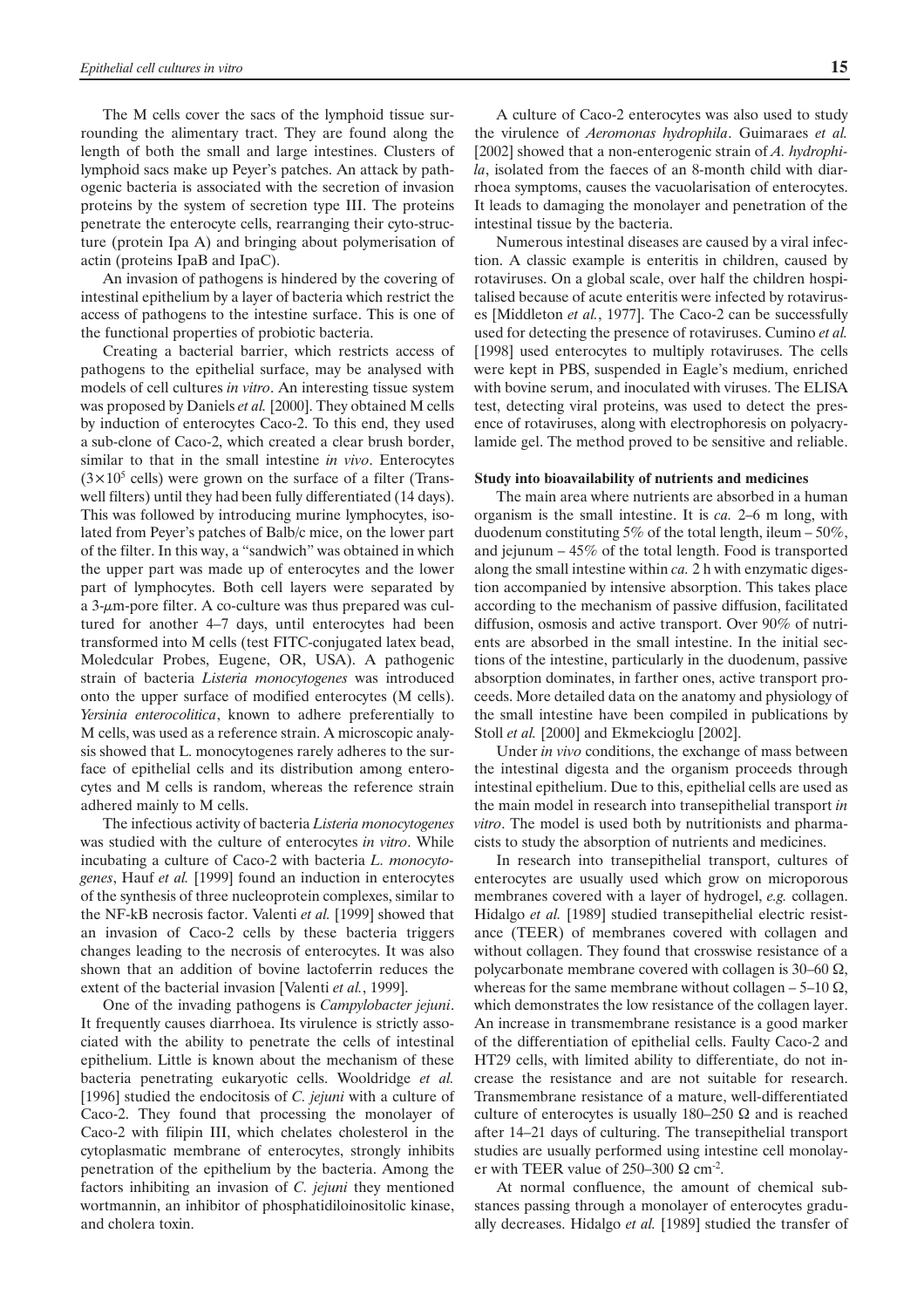The M cells cover the sacs of the lymphoid tissue surrounding the alimentary tract. They are found along the length of both the small and large intestines. Clusters of lymphoid sacs make up Peyer's patches. An attack by pathogenic bacteria is associated with the secretion of invasion proteins by the system of secretion type III. The proteins penetrate the enterocyte cells, rearranging their cyto-structure (protein Ipa A) and bringing about polymerisation of actin (proteins IpaB and IpaC).

An invasion of pathogens is hindered by the covering of intestinal epithelium by a layer of bacteria which restrict the access of pathogens to the intestine surface. This is one of the functional properties of probiotic bacteria.

Creating a bacterial barrier, which restricts access of pathogens to the epithelial surface, may be analysed with models of cell cultures *in vitro*. An interesting tissue system was proposed by Daniels *et al.* [2000]. They obtained M cells by induction of enterocytes Caco-2. To this end, they used a sub-clone of Caco-2, which created a clear brush border, similar to that in the small intestine *in vivo*. Enterocytes ($3\times10^5$ cells) were grown on the surface of a filter (Transwell filters) until they had been fully differentiated (14 days). This was followed by introducing murine lymphocytes, isolated from Peyer's patches of Balb/c mice, on the lower part of the filter. In this way, a "sandwich" was obtained in which the upper part was made up of enterocytes and the lower part of lymphocytes. Both cell layers were separated by a 3-$\mu$m-pore filter. A co-culture was thus prepared was cultured for another 4–7 days, until enterocytes had been transformed into M cells (test FITC-conjugated latex bead, Moledcular Probes, Eugene, OR, USA). A pathogenic strain of bacteria *Listeria monocytogenes* was introduced onto the upper surface of modified enterocytes (M cells). *Yersinia enterocolitica*, known to adhere preferentially to M cells, was used as a reference strain. A microscopic analysis showed that L. monocytogenes rarely adheres to the surface of epithelial cells and its distribution among enterocytes and M cells is random, whereas the reference strain adhered mainly to M cells.

The infectious activity of bacteria *Listeria monocytogenes* was studied with the culture of enterocytes *in vitro*. While incubating a culture of Caco-2 with bacteria *L. monocytogenes*, Hauf *et al.* [1999] found an induction in enterocytes of the synthesis of three nucleoprotein complexes, similar to the NF-kB necrosis factor. Valenti *et al.* [1999] showed that an invasion of Caco-2 cells by these bacteria triggers changes leading to the necrosis of enterocytes. It was also shown that an addition of bovine lactoferrin reduces the extent of the bacterial invasion [Valenti *et al.*, 1999].

One of the invading pathogens is *Campylobacter jejuni*. It frequently causes diarrhoea. Its virulence is strictly associated with the ability to penetrate the cells of intestinal epithelium. Little is known about the mechanism of these bacteria penetrating eukaryotic cells. Wooldridge *et al.* [1996] studied the endocitosis of *C. jejuni* with a culture of Caco-2. They found that processing the monolayer of Caco-2 with filipin III, which chelates cholesterol in the cytoplasmatic membrane of enterocytes, strongly inhibits penetration of the epithelium by the bacteria. Among the factors inhibiting an invasion of *C. jejuni* they mentioned wortmannin, an inhibitor of phosphatidiloinositolic kinase, and cholera toxin.

A culture of Caco-2 enterocytes was also used to study the virulence of *Aeromonas hydrophila*. Guimaraes *et al.* [2002] showed that a non-enterogenic strain of *A. hydrophila*, isolated from the faeces of an 8-month child with diarrhoea symptoms, causes the vacuolarisation of enterocytes. It leads to damaging the monolayer and penetration of the intestinal tissue by the bacteria.

Numerous intestinal diseases are caused by a viral infection. A classic example is enteritis in children, caused by rotaviruses. On a global scale, over half the children hospitalised because of acute enteritis were infected by rotaviruses [Middleton *et al.*, 1977]. The Caco-2 can be successfully used for detecting the presence of rotaviruses. Cumino *et al.* [1998] used enterocytes to multiply rotaviruses. The cells were kept in PBS, suspended in Eagle's medium, enriched with bovine serum, and inoculated with viruses. The ELISA test, detecting viral proteins, was used to detect the presence of rotaviruses, along with electrophoresis on polyacrylamide gel. The method proved to be sensitive and reliable.

**Study into bioavailability of nutrients and medicines**

The main area where nutrients are absorbed in a human organism is the small intestine. It is *ca.* 2–6 m long, with duodenum constituting 5% of the total length, ileum – 50%, and jejunum – 45% of the total length. Food is transported along the small intestine within *ca.* 2 h with enzymatic digestion accompanied by intensive absorption. This takes place according to the mechanism of passive diffusion, facilitated diffusion, osmosis and active transport. Over 90% of nutrients are absorbed in the small intestine. In the initial sections of the intestine, particularly in the duodenum, passive absorption dominates, in farther ones, active transport proceeds. More detailed data on the anatomy and physiology of the small intestine have been compiled in publications by Stoll *et al.* [2000] and Ekmekcioglu [2002].

Under *in vivo* conditions, the exchange of mass between the intestinal digesta and the organism proceeds through intestinal epithelium. Due to this, epithelial cells are used as the main model in research into transepithelial transport *in vitro*. The model is used both by nutritionists and pharmacists to study the absorption of nutrients and medicines.

In research into transepithelial transport, cultures of enterocytes are usually used which grow on microporous membranes covered with a layer of hydrogel, *e.g.* collagen. Hidalgo *et al.* [1989] studied transepithelial electric resistance (TEER) of membranes covered with collagen and without collagen. They found that crosswise resistance of a polycarbonate membrane covered with collagen is 30–60 $\Omega$, whereas for the same membrane without collagen – 5–10 $\Omega$, which demonstrates the low resistance of the collagen layer. An increase in transmembrane resistance is a good marker of the differentiation of epithelial cells. Faulty Caco-2 and HT29 cells, with limited ability to differentiate, do not increase the resistance and are not suitable for research. Transmembrane resistance of a mature, well-differentiated culture of enterocytes is usually 180–250 $\Omega$ and is reached after 14–21 days of culturing. The transepithelial transport studies are usually performed using intestine cell monolayer with TEER value of 250–300 $\Omega$ $cm^{-2}$.

At normal confluence, the amount of chemical substances passing through a monolayer of enterocytes gradually decreases. Hidalgo *et al.* [1989] studied the transfer of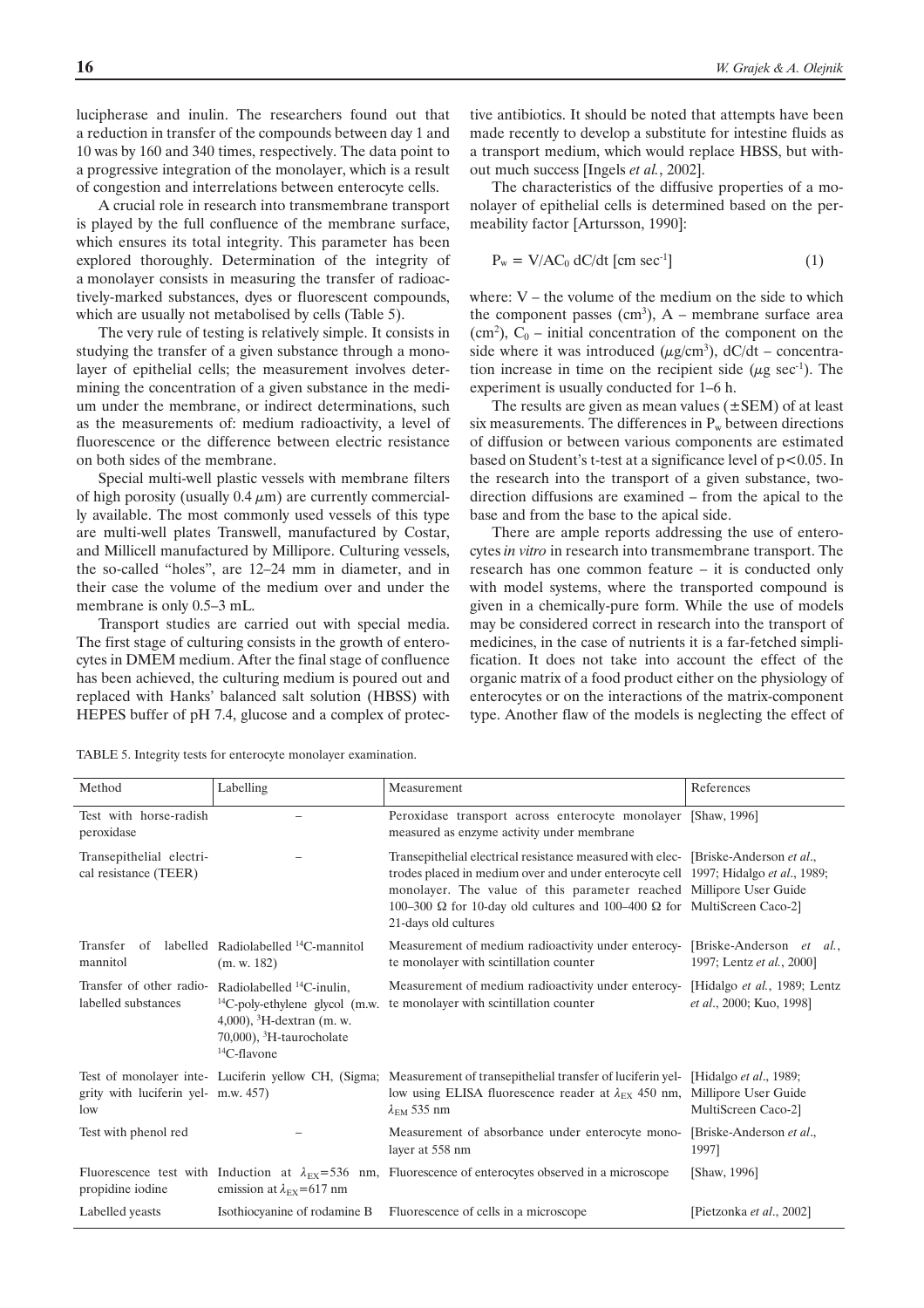lucipherase and inulin. The researchers found out that a reduction in transfer of the compounds between day 1 and 10 was by 160 and 340 times, respectively. The data point to a progressive integration of the monolayer, which is a result of congestion and interrelations between enterocyte cells.

A crucial role in research into transmembrane transport is played by the full confluence of the membrane surface, which ensures its total integrity. This parameter has been explored thoroughly. Determination of the integrity of a monolayer consists in measuring the transfer of radioactively-marked substances, dyes or fluorescent compounds, which are usually not metabolised by cells (Table 5).

The very rule of testing is relatively simple. It consists in studying the transfer of a given substance through a monolayer of epithelial cells; the measurement involves determining the concentration of a given substance in the medium under the membrane, or indirect determinations, such as the measurements of: medium radioactivity, a level of fluorescence or the difference between electric resistance on both sides of the membrane.

Special multi-well plastic vessels with membrane filters of high porosity (usually 0.4 $\mu$m) are currently commercially available. The most commonly used vessels of this type are multi-well plates Transwell, manufactured by Costar, and Millicell manufactured by Millipore. Culturing vessels, the so-called "holes", are 12–24 mm in diameter, and in their case the volume of the medium over and under the membrane is only 0.5–3 mL.

Transport studies are carried out with special media. The first stage of culturing consists in the growth of enterocytes in DMEM medium. After the final stage of confluence has been achieved, the culturing medium is poured out and replaced with Hanks' balanced salt solution (HBSS) with HEPES buffer of pH 7.4, glucose and a complex of protective antibiotics. It should be noted that attempts have been made recently to develop a substitute for intestine fluids as a transport medium, which would replace HBSS, but without much success [Ingels *et al.*, 2002].

The characteristics of the diffusive properties of a monolayer of epithelial cells is determined based on the permeability factor [Artursson, 1990]:

$$P_w = V/AC_0 \, dC/dt \; [\text{cm sec}^{-1}] \tag{1}$$

where: V – the volume of the medium on the side to which the component passes (cm$^3$), A – membrane surface area (cm$^2$), $C_0$ – initial concentration of the component on the side where it was introduced ($\mu$g/cm$^3$), dC/dt – concentration increase in time on the recipient side ($\mu$g sec$^{-1}$). The experiment is usually conducted for 1–6 h.

The results are given as mean values (±SEM) of at least six measurements. The differences in $P_w$ between directions of diffusion or between various components are estimated based on Student's t-test at a significance level of $p<0.05$. In the research into the transport of a given substance, two-direction diffusions are examined – from the apical to the base and from the base to the apical side.

There are ample reports addressing the use of enterocytes *in vitro* in research into transmembrane transport. The research has one common feature – it is conducted only with model systems, where the transported compound is given in a chemically-pure form. While the use of models may be considered correct in research into the transport of medicines, in the case of nutrients it is a far-fetched simplification. It does not take into account the effect of the organic matrix of a food product either on the physiology of enterocytes or on the interactions of the matrix-component type. Another flaw of the models is neglecting the effect of

TABLE 5. Integrity tests for enterocyte monolayer examination.

| Method | Labelling | Measurement | References |
|---|---|---|---|
| Test with horse-radish peroxidase | – | Peroxidase transport across enterocyte monolayer measured as enzyme activity under membrane | [Shaw, 1996] |
| Transepithelial electrical resistance (TEER) | – | Transepithelial electrical resistance measured with electrodes placed in medium over and under enterocyte cell monolayer. The value of this parameter reached 100–300 Ω for 10-day old cultures and 100–400 Ω for 21-days old cultures | [Briske-Anderson *et al*., 1997; Hidalgo *et al*., 1989; Millipore User Guide MultiScreen Caco-2] |
| Transfer of labelled mannitol | Radiolabelled $^{14}$C-mannitol (m. w. 182) | Measurement of medium radioactivity under enterocyte monolayer with scintillation counter | [Briske-Anderson *et al.*, 1997; Lentz *et al.*, 2000] |
| Transfer of other radiolabelled substances | Radiolabelled $^{14}$C-inulin, $^{14}$C-poly-ethylene glycol (m.w. 4,000), $^{3}$H-dextran (m. w. 70,000), $^{3}$H-taurocholate $^{14}$C-flavone | Measurement of medium radioactivity under enterocyte monolayer with scintillation counter | [Hidalgo *et al.*, 1989; Lentz *et al*., 2000; Kuo, 1998] |
| Test of monolayer integrity with luciferin yellow | Luciferin yellow CH, (Sigma; m.w. 457) | Measurement of transepithelial transfer of luciferin yellow using ELISA fluorescence reader at $\lambda_{EX}$ 450 nm, $\lambda_{EM}$ 535 nm | [Hidalgo *et al*., 1989; Millipore User Guide MultiScreen Caco-2] |
| Test with phenol red | – | Measurement of absorbance under enterocyte monolayer at 558 nm | [Briske-Anderson *et al*., 1997] |
| Fluorescence test with propidine iodine | Induction at $\lambda_{EX}$=536 nm, emission at $\lambda_{EX}$=617 nm | Fluorescence of enterocytes observed in a microscope | [Shaw, 1996] |
| Labelled yeasts | Isothiocyanine of rodamine B | Fluorescence of cells in a microscope | [Pietzonka *et al*., 2002] |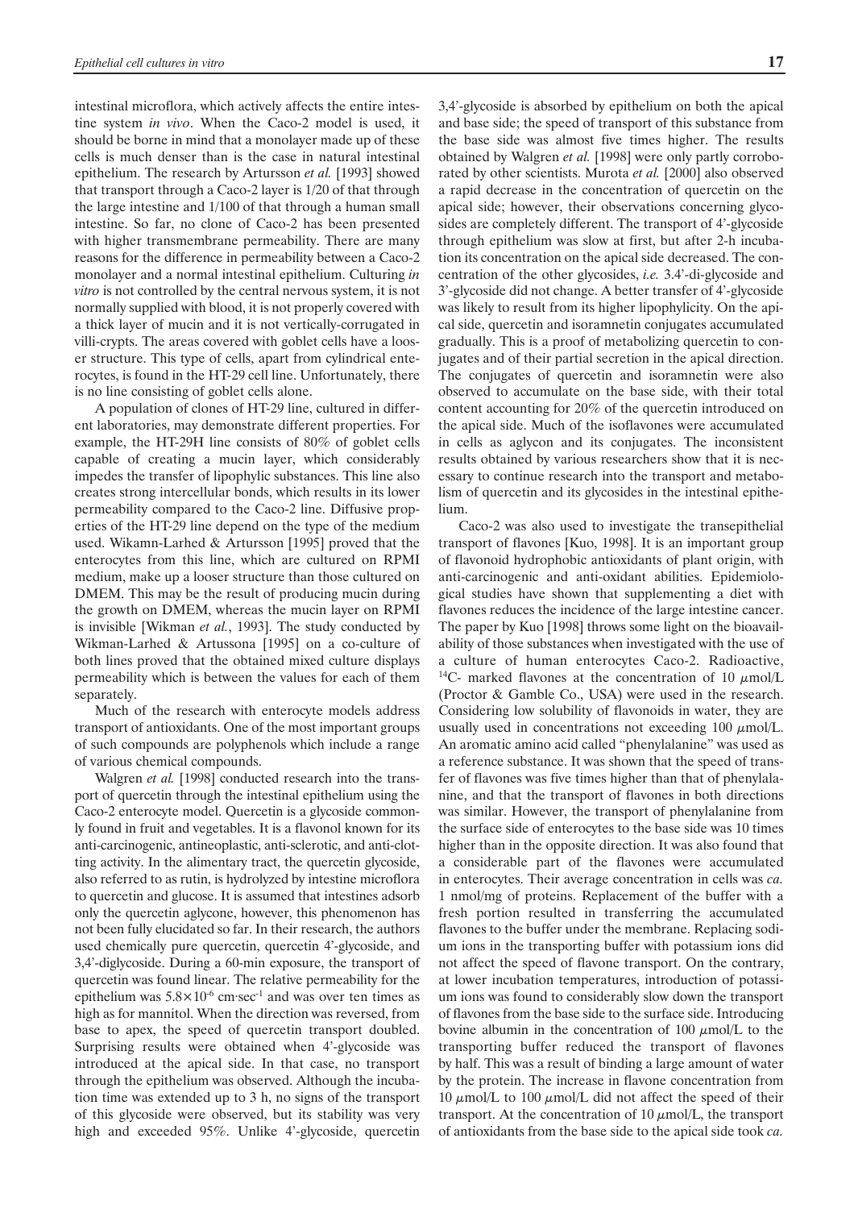intestinal microflora, which actively affects the entire intestine system *in vivo*. When the Caco-2 model is used, it should be borne in mind that a monolayer made up of these cells is much denser than is the case in natural intestinal epithelium. The research by Artursson *et al.* [1993] showed that transport through a Caco-2 layer is 1/20 of that through the large intestine and 1/100 of that through a human small intestine. So far, no clone of Caco-2 has been presented with higher transmembrane permeability. There are many reasons for the difference in permeability between a Caco-2 monolayer and a normal intestinal epithelium. Culturing *in vitro* is not controlled by the central nervous system, it is not normally supplied with blood, it is not properly covered with a thick layer of mucin and it is not vertically-corrugated in villi-crypts. The areas covered with goblet cells have a looser structure. This type of cells, apart from cylindrical enterocytes, is found in the HT-29 cell line. Unfortunately, there is no line consisting of goblet cells alone.

A population of clones of HT-29 line, cultured in different laboratories, may demonstrate different properties. For example, the HT-29H line consists of 80% of goblet cells capable of creating a mucin layer, which considerably impedes the transfer of lipophylic substances. This line also creates strong intercellular bonds, which results in its lower permeability compared to the Caco-2 line. Diffusive properties of the HT-29 line depend on the type of the medium used. Wikamn-Larhed & Artursson [1995] proved that the enterocytes from this line, which are cultured on RPMI medium, make up a looser structure than those cultured on DMEM. This may be the result of producing mucin during the growth on DMEM, whereas the mucin layer on RPMI is invisible [Wikman *et al.*, 1993]. The study conducted by Wikman-Larhed & Artussona [1995] on a co-culture of both lines proved that the obtained mixed culture displays permeability which is between the values for each of them separately.

Much of the research with enterocyte models address transport of antioxidants. One of the most important groups of such compounds are polyphenols which include a range of various chemical compounds.

Walgren *et al.* [1998] conducted research into the transport of quercetin through the intestinal epithelium using the Caco-2 enterocyte model. Quercetin is a glycoside commonly found in fruit and vegetables. It is a flavonol known for its anti-carcinogenic, antineoplastic, anti-sclerotic, and anti-clotting activity. In the alimentary tract, the quercetin glycoside, also referred to as rutin, is hydrolyzed by intestine microflora to quercetin and glucose. It is assumed that intestines adsorb only the quercetin aglycone, however, this phenomenon has not been fully elucidated so far. In their research, the authors used chemically pure quercetin, quercetin 4'-glycoside, and 3,4'-diglycoside. During a 60-min exposure, the transport of quercetin was found linear. The relative permeability for the epithelium was $5.8\times10^{-6}$ cm·sec$^{-1}$ and was over ten times as high as for mannitol. When the direction was reversed, from base to apex, the speed of quercetin transport doubled. Surprising results were obtained when 4'-glycoside was introduced at the apical side. In that case, no transport through the epithelium was observed. Although the incubation time was extended up to 3 h, no signs of the transport of this glycoside were observed, but its stability was very high and exceeded 95%. Unlike 4'-glycoside, quercetin 3,4'-glycoside is absorbed by epithelium on both the apical and base side; the speed of transport of this substance from the base side was almost five times higher. The results obtained by Walgren *et al.* [1998] were only partly corroborated by other scientists. Murota *et al.* [2000] also observed a rapid decrease in the concentration of quercetin on the apical side; however, their observations concerning glycosides are completely different. The transport of 4'-glycoside through epithelium was slow at first, but after 2-h incubation its concentration on the apical side decreased. The concentration of the other glycosides, *i.e.* 3.4'-di-glycoside and 3'-glycoside did not change. A better transfer of 4'-glycoside was likely to result from its higher lipophylicity. On the apical side, quercetin and isoramnetin conjugates accumulated gradually. This is a proof of metabolizing quercetin to conjugates and of their partial secretion in the apical direction. The conjugates of quercetin and isoramnetin were also observed to accumulate on the base side, with their total content accounting for 20% of the quercetin introduced on the apical side. Much of the isoflavones were accumulated in cells as aglycon and its conjugates. The inconsistent results obtained by various researchers show that it is necessary to continue research into the transport and metabolism of quercetin and its glycosides in the intestinal epithelium.

Caco-2 was also used to investigate the transepithelial transport of flavones [Kuo, 1998]. It is an important group of flavonoid hydrophobic antioxidants of plant origin, with anti-carcinogenic and anti-oxidant abilities. Epidemiological studies have shown that supplementing a diet with flavones reduces the incidence of the large intestine cancer. The paper by Kuo [1998] throws some light on the bioavailability of those substances when investigated with the use of a culture of human enterocytes Caco-2. Radioactive, $^{14}$C- marked flavones at the concentration of 10 $\mu$mol/L (Proctor & Gamble Co., USA) were used in the research. Considering low solubility of flavonoids in water, they are usually used in concentrations not exceeding 100 $\mu$mol/L. An aromatic amino acid called "phenylalanine" was used as a reference substance. It was shown that the speed of transfer of flavones was five times higher than that of phenylalanine, and that the transport of flavones in both directions was similar. However, the transport of phenylalanine from the surface side of enterocytes to the base side was 10 times higher than in the opposite direction. It was also found that a considerable part of the flavones were accumulated in enterocytes. Their average concentration in cells was *ca.* 1 nmol/mg of proteins. Replacement of the buffer with a fresh portion resulted in transferring the accumulated flavones to the buffer under the membrane. Replacing sodium ions in the transporting buffer with potassium ions did not affect the speed of flavone transport. On the contrary, at lower incubation temperatures, introduction of potassium ions was found to considerably slow down the transport of flavones from the base side to the surface side. Introducing bovine albumin in the concentration of 100 $\mu$mol/L to the transporting buffer reduced the transport of flavones by half. This was a result of binding a large amount of water by the protein. The increase in flavone concentration from 10 $\mu$mol/L to 100 $\mu$mol/L did not affect the speed of their transport. At the concentration of 10 $\mu$mol/L, the transport of antioxidants from the base side to the apical side took *ca.*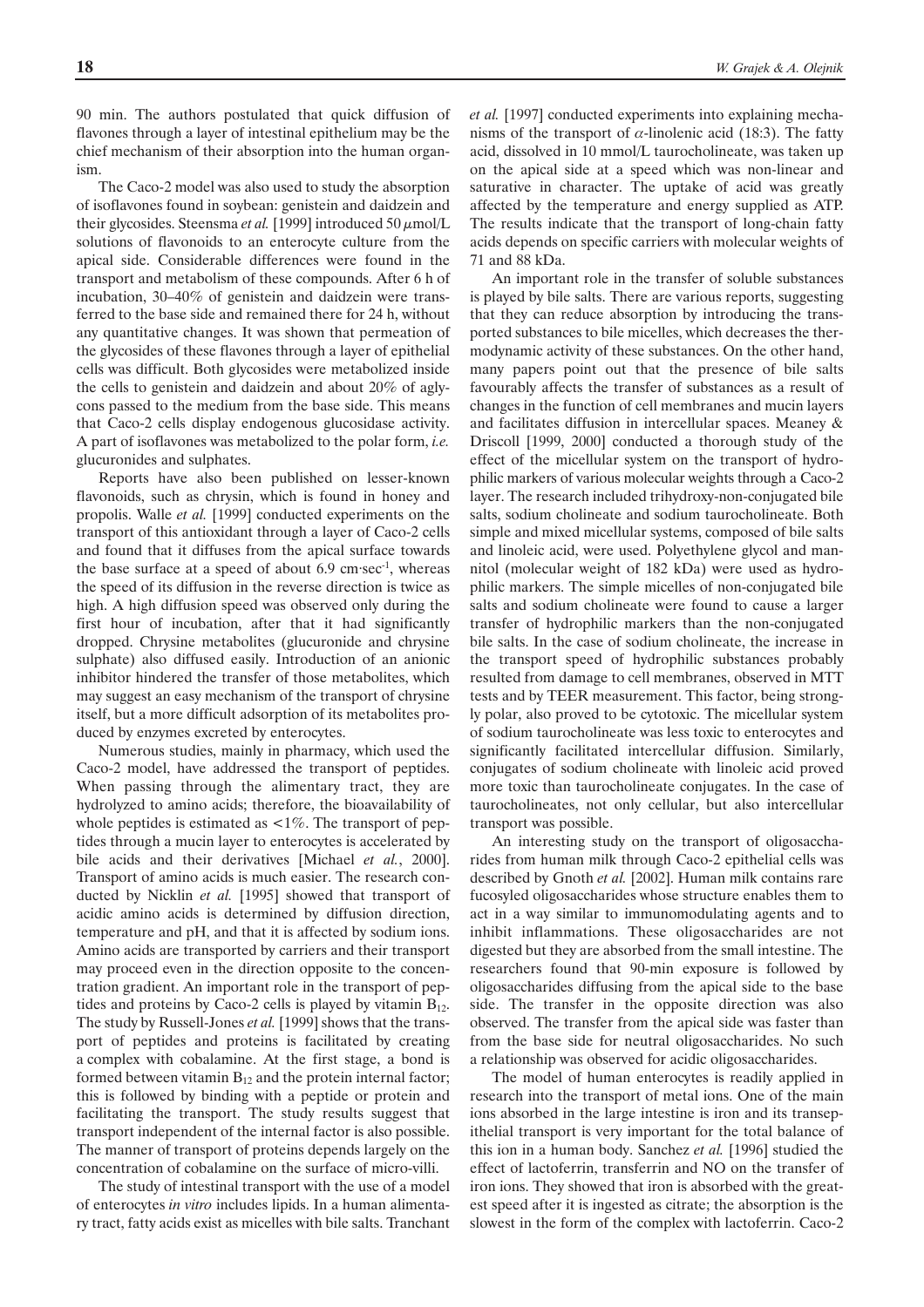90 min. The authors postulated that quick diffusion of flavones through a layer of intestinal epithelium may be the chief mechanism of their absorption into the human organism.

The Caco-2 model was also used to study the absorption of isoflavones found in soybean: genistein and daidzein and their glycosides. Steensma *et al.* [1999] introduced 50 $\mu$mol/L solutions of flavonoids to an enterocyte culture from the apical side. Considerable differences were found in the transport and metabolism of these compounds. After 6 h of incubation, 30–40% of genistein and daidzein were transferred to the base side and remained there for 24 h, without any quantitative changes. It was shown that permeation of the glycosides of these flavones through a layer of epithelial cells was difficult. Both glycosides were metabolized inside the cells to genistein and daidzein and about 20% of aglycons passed to the medium from the base side. This means that Caco-2 cells display endogenous glucosidase activity. A part of isoflavones was metabolized to the polar form, *i.e.* glucuronides and sulphates.

Reports have also been published on lesser-known flavonoids, such as chrysin, which is found in honey and propolis. Walle *et al.* [1999] conducted experiments on the transport of this antioxidant through a layer of Caco-2 cells and found that it diffuses from the apical surface towards the base surface at a speed of about 6.9 cm·sec$^{-1}$, whereas the speed of its diffusion in the reverse direction is twice as high. A high diffusion speed was observed only during the first hour of incubation, after that it had significantly dropped. Chrysine metabolites (glucuronide and chrysine sulphate) also diffused easily. Introduction of an anionic inhibitor hindered the transfer of those metabolites, which may suggest an easy mechanism of the transport of chrysine itself, but a more difficult adsorption of its metabolites produced by enzymes excreted by enterocytes.

Numerous studies, mainly in pharmacy, which used the Caco-2 model, have addressed the transport of peptides. When passing through the alimentary tract, they are hydrolyzed to amino acids; therefore, the bioavailability of whole peptides is estimated as <1%. The transport of peptides through a mucin layer to enterocytes is accelerated by bile acids and their derivatives [Michael *et al.*, 2000]. Transport of amino acids is much easier. The research conducted by Nicklin *et al.* [1995] showed that transport of acidic amino acids is determined by diffusion direction, temperature and pH, and that it is affected by sodium ions. Amino acids are transported by carriers and their transport may proceed even in the direction opposite to the concentration gradient. An important role in the transport of peptides and proteins by Caco-2 cells is played by vitamin $B_{12}$. The study by Russell-Jones *et al.* [1999] shows that the transport of peptides and proteins is facilitated by creating a complex with cobalamine. At the first stage, a bond is formed between vitamin $B_{12}$ and the protein internal factor; this is followed by binding with a peptide or protein and facilitating the transport. The study results suggest that transport independent of the internal factor is also possible. The manner of transport of proteins depends largely on the concentration of cobalamine on the surface of micro-villi.

The study of intestinal transport with the use of a model of enterocytes *in vitro* includes lipids. In a human alimentary tract, fatty acids exist as micelles with bile salts. Tranchant *et al.* [1997] conducted experiments into explaining mechanisms of the transport of $\alpha$-linolenic acid (18:3). The fatty acid, dissolved in 10 mmol/L taurocholineate, was taken up on the apical side at a speed which was non-linear and saturative in character. The uptake of acid was greatly affected by the temperature and energy supplied as ATP. The results indicate that the transport of long-chain fatty acids depends on specific carriers with molecular weights of 71 and 88 kDa.

An important role in the transfer of soluble substances is played by bile salts. There are various reports, suggesting that they can reduce absorption by introducing the transported substances to bile micelles, which decreases the thermodynamic activity of these substances. On the other hand, many papers point out that the presence of bile salts favourably affects the transfer of substances as a result of changes in the function of cell membranes and mucin layers and facilitates diffusion in intercellular spaces. Meaney & Driscoll [1999, 2000] conducted a thorough study of the effect of the micellular system on the transport of hydrophilic markers of various molecular weights through a Caco-2 layer. The research included trihydroxy-non-conjugated bile salts, sodium cholineate and sodium taurocholineate. Both simple and mixed micellular systems, composed of bile salts and linoleic acid, were used. Polyethylene glycol and mannitol (molecular weight of 182 kDa) were used as hydrophilic markers. The simple micelles of non-conjugated bile salts and sodium cholineate were found to cause a larger transfer of hydrophilic markers than the non-conjugated bile salts. In the case of sodium cholineate, the increase in the transport speed of hydrophilic substances probably resulted from damage to cell membranes, observed in MTT tests and by TEER measurement. This factor, being strongly polar, also proved to be cytotoxic. The micellular system of sodium taurocholineate was less toxic to enterocytes and significantly facilitated intercellular diffusion. Similarly, conjugates of sodium cholineate with linoleic acid proved more toxic than taurocholineate conjugates. In the case of taurocholineates, not only cellular, but also intercellular transport was possible.

An interesting study on the transport of oligosaccharides from human milk through Caco-2 epithelial cells was described by Gnoth *et al.* [2002]. Human milk contains rare fucosyled oligosaccharides whose structure enables them to act in a way similar to immunomodulating agents and to inhibit inflammations. These oligosaccharides are not digested but they are absorbed from the small intestine. The researchers found that 90-min exposure is followed by oligosaccharides diffusing from the apical side to the base side. The transfer in the opposite direction was also observed. The transfer from the apical side was faster than from the base side for neutral oligosaccharides. No such a relationship was observed for acidic oligosaccharides.

The model of human enterocytes is readily applied in research into the transport of metal ions. One of the main ions absorbed in the large intestine is iron and its transepithelial transport is very important for the total balance of this ion in a human body. Sanchez *et al.* [1996] studied the effect of lactoferrin, transferrin and NO on the transfer of iron ions. They showed that iron is absorbed with the greatest speed after it is ingested as citrate; the absorption is the slowest in the form of the complex with lactoferrin. Caco-2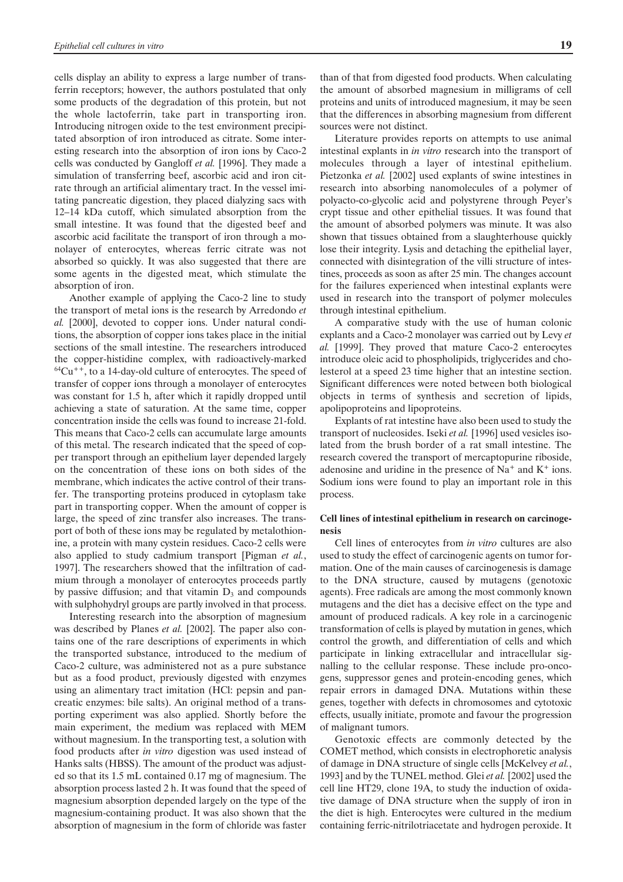cells display an ability to express a large number of transferrin receptors; however, the authors postulated that only some products of the degradation of this protein, but not the whole lactoferrin, take part in transporting iron. Introducing nitrogen oxide to the test environment precipitated absorption of iron introduced as citrate. Some interesting research into the absorption of iron ions by Caco-2 cells was conducted by Gangloff *et al.* [1996]. They made a simulation of transferring beef, ascorbic acid and iron citrate through an artificial alimentary tract. In the vessel imitating pancreatic digestion, they placed dialyzing sacs with 12–14 kDa cutoff, which simulated absorption from the small intestine. It was found that the digested beef and ascorbic acid facilitate the transport of iron through a monolayer of enterocytes, whereas ferric citrate was not absorbed so quickly. It was also suggested that there are some agents in the digested meat, which stimulate the absorption of iron.

Another example of applying the Caco-2 line to study the transport of metal ions is the research by Arredondo *et al.* [2000], devoted to copper ions. Under natural conditions, the absorption of copper ions takes place in the initial sections of the small intestine. The researchers introduced the copper-histidine complex, with radioactively-marked $^{64}Cu^{++}$, to a 14-day-old culture of enterocytes. The speed of transfer of copper ions through a monolayer of enterocytes was constant for 1.5 h, after which it rapidly dropped until achieving a state of saturation. At the same time, copper concentration inside the cells was found to increase 21-fold. This means that Caco-2 cells can accumulate large amounts of this metal. The research indicated that the speed of copper transport through an epithelium layer depended largely on the concentration of these ions on both sides of the membrane, which indicates the active control of their transfer. The transporting proteins produced in cytoplasm take part in transporting copper. When the amount of copper is large, the speed of zinc transfer also increases. The transport of both of these ions may be regulated by metalothionine, a protein with many cystein residues. Caco-2 cells were also applied to study cadmium transport [Pigman *et al.*, 1997]. The researchers showed that the infiltration of cadmium through a monolayer of enterocytes proceeds partly by passive diffusion; and that vitamin $D_3$ and compounds with sulphohydryl groups are partly involved in that process.

Interesting research into the absorption of magnesium was described by Planes *et al.* [2002]. The paper also contains one of the rare descriptions of experiments in which the transported substance, introduced to the medium of Caco-2 culture, was administered not as a pure substance but as a food product, previously digested with enzymes using an alimentary tract imitation (HCl: pepsin and pancreatic enzymes: bile salts). An original method of a transporting experiment was also applied. Shortly before the main experiment, the medium was replaced with MEM without magnesium. In the transporting test, a solution with food products after *in vitro* digestion was used instead of Hanks salts (HBSS). The amount of the product was adjusted so that its 1.5 mL contained 0.17 mg of magnesium. The absorption process lasted 2 h. It was found that the speed of magnesium absorption depended largely on the type of the magnesium-containing product. It was also shown that the absorption of magnesium in the form of chloride was faster than of that from digested food products. When calculating the amount of absorbed magnesium in milligrams of cell proteins and units of introduced magnesium, it may be seen that the differences in absorbing magnesium from different sources were not distinct.

Literature provides reports on attempts to use animal intestinal explants in *in vitro* research into the transport of molecules through a layer of intestinal epithelium. Pietzonka *et al.* [2002] used explants of swine intestines in research into absorbing nanomolecules of a polymer of polyacto-co-glycolic acid and polystyrene through Peyer's crypt tissue and other epithelial tissues. It was found that the amount of absorbed polymers was minute. It was also shown that tissues obtained from a slaughterhouse quickly lose their integrity. Lysis and detaching the epithelial layer, connected with disintegration of the villi structure of intestines, proceeds as soon as after 25 min. The changes account for the failures experienced when intestinal explants were used in research into the transport of polymer molecules through intestinal epithelium.

A comparative study with the use of human colonic explants and a Caco-2 monolayer was carried out by Levy *et al.* [1999]. They proved that mature Caco-2 enterocytes introduce oleic acid to phospholipids, triglycerides and cholesterol at a speed 23 time higher that an intestine section. Significant differences were noted between both biological objects in terms of synthesis and secretion of lipids, apolipoproteins and lipoproteins.

Explants of rat intestine have also been used to study the transport of nucleosides. Iseki *et al.* [1996] used vesicles isolated from the brush border of a rat small intestine. The research covered the transport of mercaptopurine riboside, adenosine and uridine in the presence of $Na^+$ and $K^+$ ions. Sodium ions were found to play an important role in this process.

### Cell lines of intestinal epithelium in research on carcinogenesis

Cell lines of enterocytes from *in vitro* cultures are also used to study the effect of carcinogenic agents on tumor formation. One of the main causes of carcinogenesis is damage to the DNA structure, caused by mutagens (genotoxic agents). Free radicals are among the most commonly known mutagens and the diet has a decisive effect on the type and amount of produced radicals. A key role in a carcinogenic transformation of cells is played by mutation in genes, which control the growth, and differentiation of cells and which participate in linking extracellular and intracellular signalling to the cellular response. These include pro-oncogens, suppressor genes and protein-encoding genes, which repair errors in damaged DNA. Mutations within these genes, together with defects in chromosomes and cytotoxic effects, usually initiate, promote and favour the progression of malignant tumors.

Genotoxic effects are commonly detected by the COMET method, which consists in electrophoretic analysis of damage in DNA structure of single cells [McKelvey *et al.*, 1993] and by the TUNEL method. Glei *et al.* [2002] used the cell line HT29, clone 19A, to study the induction of oxidative damage of DNA structure when the supply of iron in the diet is high. Enterocytes were cultured in the medium containing ferric-nitrilotriacetate and hydrogen peroxide. It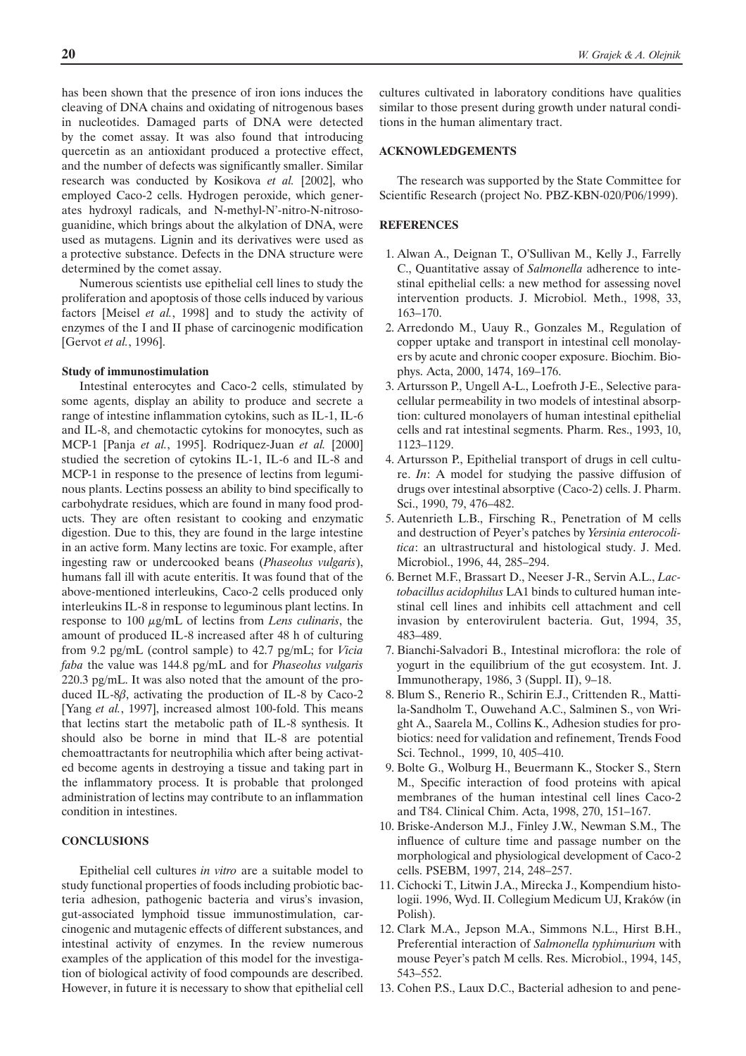has been shown that the presence of iron ions induces the cleaving of DNA chains and oxidating of nitrogenous bases in nucleotides. Damaged parts of DNA were detected by the comet assay. It was also found that introducing quercetin as an antioxidant produced a protective effect, and the number of defects was significantly smaller. Similar research was conducted by Kosikova *et al.* [2002], who employed Caco-2 cells. Hydrogen peroxide, which generates hydroxyl radicals, and N-methyl-N'-nitro-N-nitrosoguanidine, which brings about the alkylation of DNA, were used as mutagens. Lignin and its derivatives were used as a protective substance. Defects in the DNA structure were determined by the comet assay.

Numerous scientists use epithelial cell lines to study the proliferation and apoptosis of those cells induced by various factors [Meisel *et al.*, 1998] and to study the activity of enzymes of the I and II phase of carcinogenic modification [Gervot *et al.*, 1996].

### Study of immunostimulation

Intestinal enterocytes and Caco-2 cells, stimulated by some agents, display an ability to produce and secrete a range of intestine inflammation cytokins, such as IL-1, IL-6 and IL-8, and chemotactic cytokins for monocytes, such as MCP-1 [Panja *et al.*, 1995]. Rodriquez-Juan *et al.* [2000] studied the secretion of cytokins IL-1, IL-6 and IL-8 and MCP-1 in response to the presence of lectins from leguminous plants. Lectins possess an ability to bind specifically to carbohydrate residues, which are found in many food products. They are often resistant to cooking and enzymatic digestion. Due to this, they are found in the large intestine in an active form. Many lectins are toxic. For example, after ingesting raw or undercooked beans (*Phaseolus vulgaris*), humans fall ill with acute enteritis. It was found that of the above-mentioned interleukins, Caco-2 cells produced only interleukins IL-8 in response to leguminous plant lectins. In response to 100 $\mu$g/mL of lectins from *Lens culinaris*, the amount of produced IL-8 increased after 48 h of culturing from 9.2 pg/mL (control sample) to 42.7 pg/mL; for *Vicia faba* the value was 144.8 pg/mL and for *Phaseolus vulgaris* 220.3 pg/mL. It was also noted that the amount of the produced IL-8$\beta$, activating the production of IL-8 by Caco-2 [Yang *et al.*, 1997], increased almost 100-fold. This means that lectins start the metabolic path of IL-8 synthesis. It should also be borne in mind that IL-8 are potential chemoattractants for neutrophilia which after being activated become agents in destroying a tissue and taking part in the inflammatory process. It is probable that prolonged administration of lectins may contribute to an inflammation condition in intestines.

## CONCLUSIONS

Epithelial cell cultures *in vitro* are a suitable model to study functional properties of foods including probiotic bacteria adhesion, pathogenic bacteria and virus's invasion, gut-associated lymphoid tissue immunostimulation, carcinogenic and mutagenic effects of different substances, and intestinal activity of enzymes. In the review numerous examples of the application of this model for the investigation of biological activity of food compounds are described. However, in future it is necessary to show that epithelial cell cultures cultivated in laboratory conditions have qualities similar to those present during growth under natural conditions in the human alimentary tract.

## ACKNOWLEDGEMENTS

The research was supported by the State Committee for Scientific Research (project No. PBZ-KBN-020/P06/1999).

## REFERENCES

1. Alwan A., Deignan T., O'Sullivan M., Kelly J., Farrelly C., Quantitative assay of *Salmonella* adherence to intestinal epithelial cells: a new method for assessing novel intervention products. J. Microbiol. Meth., 1998, 33, 163–170.
2. Arredondo M., Uauy R., Gonzales M., Regulation of copper uptake and transport in intestinal cell monolayers by acute and chronic cooper exposure. Biochim. Biophys. Acta, 2000, 1474, 169–176.
3. Artursson P., Ungell A-L., Loefroth J-E., Selective paracellular permeability in two models of intestinal absorption: cultured monolayers of human intestinal epithelial cells and rat intestinal segments. Pharm. Res., 1993, 10, 1123–1129.
4. Artursson P., Epithelial transport of drugs in cell culture. *In*: A model for studying the passive diffusion of drugs over intestinal absorptive (Caco-2) cells. J. Pharm. Sci., 1990, 79, 476–482.
5. Autenrieth L.B., Firsching R., Penetration of M cells and destruction of Peyer's patches by *Yersinia enterocolitica*: an ultrastructural and histological study. J. Med. Microbiol., 1996, 44, 285–294.
6. Bernet M.F., Brassart D., Neeser J-R., Servin A.L., *Lactobacillus acidophilus* LA1 binds to cultured human intestinal cell lines and inhibits cell attachment and cell invasion by enterovirulent bacteria. Gut, 1994, 35, 483–489.
7. Bianchi-Salvadori B., Intestinal microflora: the role of yogurt in the equilibrium of the gut ecosystem. Int. J. Immunotherapy, 1986, 3 (Suppl. II), 9–18.
8. Blum S., Renerio R., Schirin E.J., Crittenden R., Mattila-Sandholm T., Ouwehand A.C., Salminen S., von Wright A., Saarela M., Collins K., Adhesion studies for probiotics: need for validation and refinement, Trends Food Sci. Technol., 1999, 10, 405–410.
9. Bolte G., Wolburg H., Beuermann K., Stocker S., Stern M., Specific interaction of food proteins with apical membranes of the human intestinal cell lines Caco-2 and T84. Clinical Chim. Acta, 1998, 270, 151–167.
10. Briske-Anderson M.J., Finley J.W., Newman S.M., The influence of culture time and passage number on the morphological and physiological development of Caco-2 cells. PSEBM, 1997, 214, 248–257.
11. Cichocki T., Litwin J.A., Mirecka J., Kompendium histologii. 1996, Wyd. II. Collegium Medicum UJ, Kraków (in Polish).
12. Clark M.A., Jepson M.A., Simmons N.L., Hirst B.H., Preferential interaction of *Salmonella typhimurium* with mouse Peyer's patch M cells. Res. Microbiol., 1994, 145, 543–552.
13. Cohen P.S., Laux D.C., Bacterial adhesion to and pene-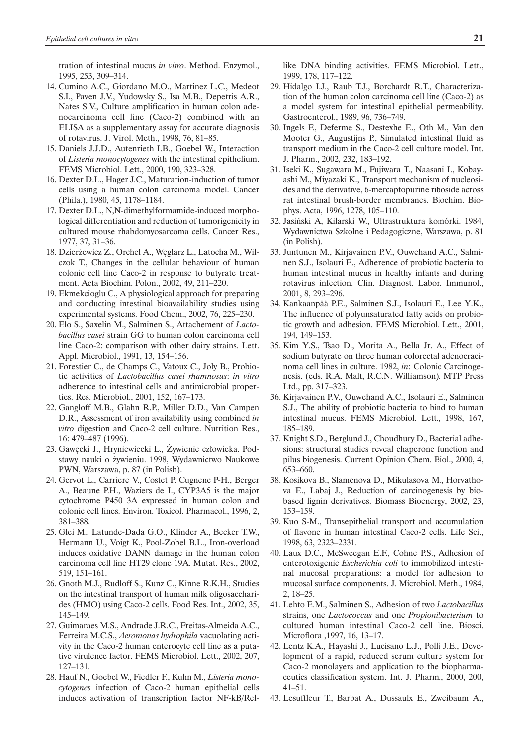tration of intestinal mucus *in vitro*. Method. Enzymol., 1995, 253, 309–314.

14. Cumino A.C., Giordano M.O., Martinez L.C., Medeot S.I., Paven J.V., Yudowsky S., Isa M.B., Depetris A.R., Nates S.V., Culture amplification in human colon adenocarcinoma cell line (Caco-2) combined with an ELISA as a supplementary assay for accurate diagnosis of rotavirus. J. Virol. Meth., 1998, 76, 81–85.
15. Daniels J.J.D., Autenrieth I.B., Goebel W., Interaction of *Listeria monocytogenes* with the intestinal epithelium. FEMS Microbiol. Lett., 2000, 190, 323–328.
16. Dexter D.L., Hager J.C., Maturation-induction of tumor cells using a human colon carcinoma model. Cancer (Phila.), 1980, 45, 1178–1184.
17. Dexter D.L., N,N-dimethylformamide-induced morphological differentiation and reduction of tumorigenicity in cultured mouse rhabdomyosarcoma cells. Cancer Res., 1977, 37, 31–36.
18. Dzierżewicz Z., Orchel A., Węglarz L., Latocha M., Wilczok T., Changes in the cellular behaviour of human colonic cell line Caco-2 in response to butyrate treatment. Acta Biochim. Polon., 2002, 49, 211–220.
19. Ekmekcioglu C., A physiological approach for preparing and conducting intestinal bioavailability studies using experimental systems. Food Chem., 2002, 76, 225–230.
20. Elo S., Saxelin M., Salminen S., Attachement of *Lactobacillus casei* strain GG to human colon carcinoma cell line Caco-2: comparison with other dairy strains. Lett. Appl. Microbiol., 1991, 13, 154–156.
21. Forestier C., de Champs C., Vatoux C., Joly B., Probiotic activities of *Lactobacillus casei rhamnosus*: *in vitro* adherence to intestinal cells and antimicrobial properties. Res. Microbiol., 2001, 152, 167–173.
22. Gangloff M.B., Glahn R.P., Miller D.D., Van Campen D.R., Assessment of iron availability using combined *in vitro* digestion and Caco-2 cell culture. Nutrition Res., 16: 479–487 (1996).
23. Gawęcki J., Hryniewiecki L., Żywienie człowieka. Podstawy nauki o żywieniu. 1998, Wydawnictwo Naukowe PWN, Warszawa, p. 87 (in Polish).
24. Gervot L., Carriere V., Costet P. Cugnenc P-H., Berger A., Beaune P.H., Waziers de I., CYP3A5 is the major cytochrome P450 3A expressed in human colon and colonic cell lines. Environ. Toxicol. Pharmacol., 1996, 2, 381–388.
25. Glei M., Latunde-Dada G.O., Klinder A., Becker T.W., Hermann U., Voigt K., Pool-Zobel B.L., Iron-overload induces oxidative DANN damage in the human colon carcinoma cell line HT29 clone 19A. Mutat. Res., 2002, 519, 151–161.
26. Gnoth M.J., Rudloff S., Kunz C., Kinne R.K.H., Studies on the intestinal transport of human milk oligosaccharides (HMO) using Caco-2 cells. Food Res. Int., 2002, 35, 145–149.
27. Guimaraes M.S., Andrade J.R.C., Freitas-Almeida A.C., Ferreira M.C.S., *Aeromonas hydrophila* vacuolating activity in the Caco-2 human enterocyte cell line as a putative virulence factor. FEMS Microbiol. Lett., 2002, 207, 127–131.
28. Hauf N., Goebel W., Fiedler F., Kuhn M., *Listeria monocytogenes* infection of Caco-2 human epithelial cells induces activation of transcription factor NF-kB/Rel-like DNA binding activities. FEMS Microbiol. Lett., 1999, 178, 117–122.
29. Hidalgo I.J., Raub T.J., Borchardt R.T., Characterization of the human colon carcinoma cell line (Caco-2) as a model system for intestinal epithelial permeability. Gastroenterol., 1989, 96, 736–749.
30. Ingels F., Deferme S., Destexhe E., Oth M., Van den Mooter G., Augustijns P., Simulated intestinal fluid as transport medium in the Caco-2 cell culture model. Int. J. Pharm., 2002, 232, 183–192.
31. Iseki K., Sugawara M., Fujiwara T., Naasani I., Kobayashi M., Miyazaki K., Transport mechanism of nucleosides and the derivative, 6-mercaptopurine riboside across rat intestinal brush-border membranes. Biochim. Biophys. Acta, 1996, 1278, 105–110.
32. Jasiński A, Kilarski W., Ultrastruktura komórki. 1984, Wydawnictwa Szkolne i Pedagogiczne, Warszawa, p. 81 (in Polish).
33. Juntunen M., Kirjavainen P.V., Ouwehand A.C., Salminen S.J., Isolauri E., Adherence of probiotic bacteria to human intestinal mucus in healthy infants and during rotavirus infection. Clin. Diagnost. Labor. Immunol., 2001, 8, 293–296.
34. Kankaanpää P.E., Salminen S.J., Isolauri E., Lee Y.K., The influence of polyunsaturated fatty acids on probiotic growth and adhesion. FEMS Microbiol. Lett., 2001, 194, 149–153.
35. Kim Y.S., Tsao D., Morita A., Bella Jr. A., Effect of sodium butyrate on three human colorectal adenocracinoma cell lines in culture. 1982, *in*: Colonic Carcinogenesis. (eds. R.A. Malt, R.C.N. Williamson). MTP Press Ltd., pp. 317–323.
36. Kirjavainen P.V., Ouwehand A.C., Isolauri E., Salminen S.J., The ability of probiotic bacteria to bind to human intestinal mucus. FEMS Microbiol. Lett., 1998, 167, 185–189.
37. Knight S.D., Berglund J., Choudhury D., Bacterial adhesions: structural studies reveal chaperone function and pilus biogenesis. Current Opinion Chem. Biol., 2000, 4, 653–660.
38. Kosikova B., Slamenova D., Mikulasova M., Horvathova E., Labaj J., Reduction of carcinogenesis by biobased lignin derivatives. Biomass Bioenergy, 2002, 23, 153–159.
39. Kuo S-M., Transepithelial transport and accumulation of flavone in human intestinal Caco-2 cells. Life Sci., 1998, 63, 2323–2331.
40. Laux D.C., McSweegan E.F., Cohne P.S., Adhesion of enterotoxigenic *Escherichia coli* to immobilized intestinal mucosal preparations: a model for adhesion to mucosal surface components. J. Microbiol. Meth., 1984, 2, 18–25.
41. Lehto E.M., Salminen S., Adhesion of two *Lactobacillus* strains, one *Lactococcus* and one *Propionibacterium* to cultured human intestinal Caco-2 cell line. Biosci. Microflora ,1997, 16, 13–17.
42. Lentz K.A., Hayashi J., Lucisano L.J., Polli J.E., Development of a rapid, reduced serum culture system for Caco-2 monolayers and application to the biopharmaceutics classification system. Int. J. Pharm., 2000, 200, 41–51.
43. Lesuffleur T., Barbat A., Dussaulx E., Zweibaum A.,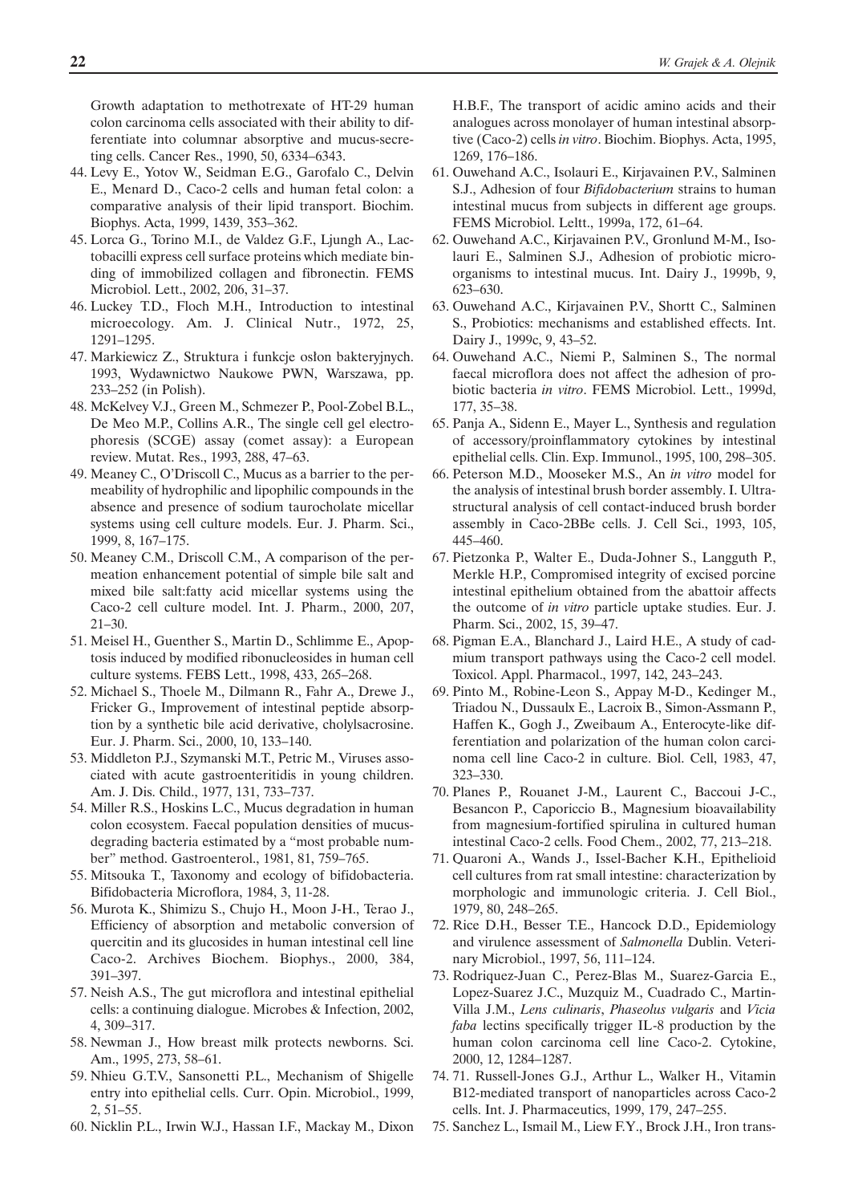Growth adaptation to methotrexate of HT-29 human colon carcinoma cells associated with their ability to differentiate into columnar absorptive and mucus-secreting cells. Cancer Res., 1990, 50, 6334–6343.

44. Levy E., Yotov W., Seidman E.G., Garofalo C., Delvin E., Menard D., Caco-2 cells and human fetal colon: a comparative analysis of their lipid transport. Biochim. Biophys. Acta, 1999, 1439, 353–362.
45. Lorca G., Torino M.I., de Valdez G.F., Ljungh A., Lactobacilli express cell surface proteins which mediate binding of immobilized collagen and fibronectin. FEMS Microbiol. Lett., 2002, 206, 31–37.
46. Luckey T.D., Floch M.H., Introduction to intestinal microecology. Am. J. Clinical Nutr., 1972, 25, 1291–1295.
47. Markiewicz Z., Struktura i funkcje osłon bakteryjnych. 1993, Wydawnictwo Naukowe PWN, Warszawa, pp. 233–252 (in Polish).
48. McKelvey V.J., Green M., Schmezer P., Pool-Zobel B.L., De Meo M.P., Collins A.R., The single cell gel electrophoresis (SCGE) assay (comet assay): a European review. Mutat. Res., 1993, 288, 47–63.
49. Meaney C., O'Driscoll C., Mucus as a barrier to the permeability of hydrophilic and lipophilic compounds in the absence and presence of sodium taurocholate micellar systems using cell culture models. Eur. J. Pharm. Sci., 1999, 8, 167–175.
50. Meaney C.M., Driscoll C.M., A comparison of the permeation enhancement potential of simple bile salt and mixed bile salt:fatty acid micellar systems using the Caco-2 cell culture model. Int. J. Pharm., 2000, 207, 21–30.
51. Meisel H., Guenther S., Martin D., Schlimme E., Apoptosis induced by modified ribonucleosides in human cell culture systems. FEBS Lett., 1998, 433, 265–268.
52. Michael S., Thoele M., Dilmann R., Fahr A., Drewe J., Fricker G., Improvement of intestinal peptide absorption by a synthetic bile acid derivative, cholylsacrosine. Eur. J. Pharm. Sci., 2000, 10, 133–140.
53. Middleton P.J., Szymanski M.T., Petric M., Viruses associated with acute gastroenteritidis in young children. Am. J. Dis. Child., 1977, 131, 733–737.
54. Miller R.S., Hoskins L.C., Mucus degradation in human colon ecosystem. Faecal population densities of mucus-degrading bacteria estimated by a "most probable number" method. Gastroenterol., 1981, 81, 759–765.
55. Mitsouka T., Taxonomy and ecology of bifidobacteria. Bifidobacteria Microflora, 1984, 3, 11-28.
56. Murota K., Shimizu S., Chujo H., Moon J-H., Terao J., Efficiency of absorption and metabolic conversion of quercitin and its glucosides in human intestinal cell line Caco-2. Archives Biochem. Biophys., 2000, 384, 391–397.
57. Neish A.S., The gut microflora and intestinal epithelial cells: a continuing dialogue. Microbes & Infection, 2002, 4, 309–317.
58. Newman J., How breast milk protects newborns. Sci. Am., 1995, 273, 58–61.
59. Nhieu G.T.V., Sansonetti P.L., Mechanism of Shigelle entry into epithelial cells. Curr. Opin. Microbiol., 1999, 2, 51–55.
60. Nicklin P.L., Irwin W.J., Hassan I.F., Mackay M., Dixon H.B.F., The transport of acidic amino acids and their analogues across monolayer of human intestinal absorptive (Caco-2) cells *in vitro*. Biochim. Biophys. Acta, 1995, 1269, 176–186.
61. Ouwehand A.C., Isolauri E., Kirjavainen P.V., Salminen S.J., Adhesion of four *Bifidobacterium* strains to human intestinal mucus from subjects in different age groups. FEMS Microbiol. Leltt., 1999a, 172, 61–64.
62. Ouwehand A.C., Kirjavainen P.V., Gronlund M-M., Isolauri E., Salminen S.J., Adhesion of probiotic microorganisms to intestinal mucus. Int. Dairy J., 1999b, 9, 623–630.
63. Ouwehand A.C., Kirjavainen P.V., Shortt C., Salminen S., Probiotics: mechanisms and established effects. Int. Dairy J., 1999c, 9, 43–52.
64. Ouwehand A.C., Niemi P., Salminen S., The normal faecal microflora does not affect the adhesion of probiotic bacteria *in vitro*. FEMS Microbiol. Lett., 1999d, 177, 35–38.
65. Panja A., Sidenn E., Mayer L., Synthesis and regulation of accessory/proinflammatory cytokines by intestinal epithelial cells. Clin. Exp. Immunol., 1995, 100, 298–305.
66. Peterson M.D., Mooseker M.S., An *in vitro* model for the analysis of intestinal brush border assembly. I. Ultrastructural analysis of cell contact-induced brush border assembly in Caco-2BBe cells. J. Cell Sci., 1993, 105, 445–460.
67. Pietzonka P., Walter E., Duda-Johner S., Langguth P., Merkle H.P., Compromised integrity of excised porcine intestinal epithelium obtained from the abattoir affects the outcome of *in vitro* particle uptake studies. Eur. J. Pharm. Sci., 2002, 15, 39–47.
68. Pigman E.A., Blanchard J., Laird H.E., A study of cadmium transport pathways using the Caco-2 cell model. Toxicol. Appl. Pharmacol., 1997, 142, 243–243.
69. Pinto M., Robine-Leon S., Appay M-D., Kedinger M., Triadou N., Dussaulx E., Lacroix B., Simon-Assmann P., Haffen K., Gogh J., Zweibaum A., Enterocyte-like differentiation and polarization of the human colon carcinoma cell line Caco-2 in culture. Biol. Cell, 1983, 47, 323–330.
70. Planes P., Rouanet J-M., Laurent C., Baccoui J-C., Besancon P., Caporiccio B., Magnesium bioavailability from magnesium-fortified spirulina in cultured human intestinal Caco-2 cells. Food Chem., 2002, 77, 213–218.
71. Quaroni A., Wands J., Issel-Bacher K.H., Epithelioid cell cultures from rat small intestine: characterization by morphologic and immunologic criteria. J. Cell Biol., 1979, 80, 248–265.
72. Rice D.H., Besser T.E., Hancock D.D., Epidemiology and virulence assessment of *Salmonella* Dublin. Veterinary Microbiol., 1997, 56, 111–124.
73. Rodriquez-Juan C., Perez-Blas M., Suarez-Garcia E., Lopez-Suarez J.C., Muzquiz M., Cuadrado C., Martin-Villa J.M., *Lens culinaris*, *Phaseolus vulgaris* and *Vicia faba* lectins specifically trigger IL-8 production by the human colon carcinoma cell line Caco-2. Cytokine, 2000, 12, 1284–1287.
74. 71. Russell-Jones G.J., Arthur L., Walker H., Vitamin B12-mediated transport of nanoparticles across Caco-2 cells. Int. J. Pharmaceutics, 1999, 179, 247–255.
75. Sanchez L., Ismail M., Liew F.Y., Brock J.H., Iron trans-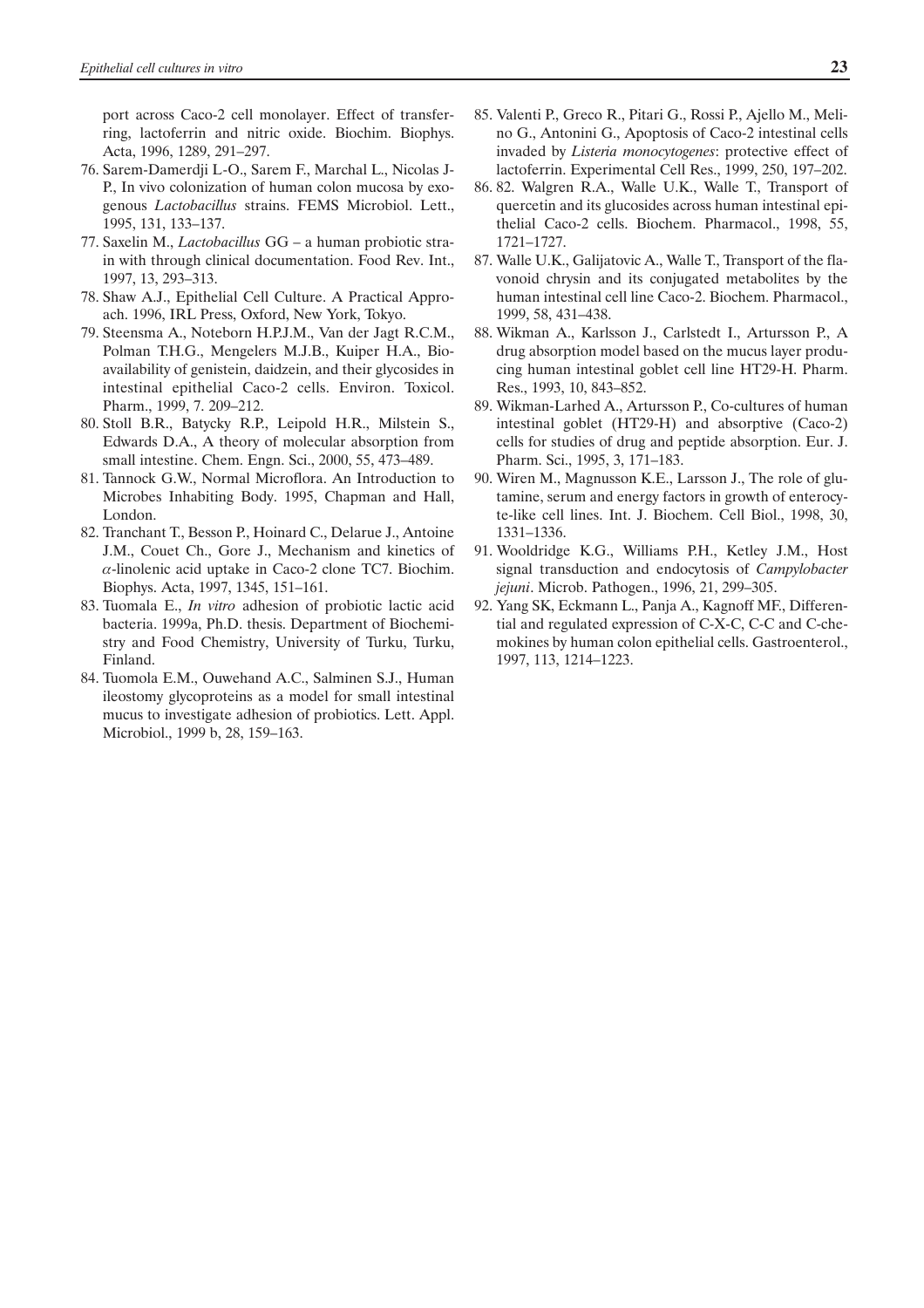port across Caco-2 cell monolayer. Effect of transferring, lactoferrin and nitric oxide. Biochim. Biophys. Acta, 1996, 1289, 291–297.

76. Sarem-Damerdji L-O., Sarem F., Marchal L., Nicolas J-P., In vivo colonization of human colon mucosa by exogenous *Lactobacillus* strains. FEMS Microbiol. Lett., 1995, 131, 133–137.
77. Saxelin M., *Lactobacillus* GG – a human probiotic strain with through clinical documentation. Food Rev. Int., 1997, 13, 293–313.
78. Shaw A.J., Epithelial Cell Culture. A Practical Approach. 1996, IRL Press, Oxford, New York, Tokyo.
79. Steensma A., Noteborn H.P.J.M., Van der Jagt R.C.M., Polman T.H.G., Mengelers M.J.B., Kuiper H.A., Bioavailability of genistein, daidzein, and their glycosides in intestinal epithelial Caco-2 cells. Environ. Toxicol. Pharm., 1999, 7. 209–212.
80. Stoll B.R., Batycky R.P., Leipold H.R., Milstein S., Edwards D.A., A theory of molecular absorption from small intestine. Chem. Engn. Sci., 2000, 55, 473–489.
81. Tannock G.W., Normal Microflora. An Introduction to Microbes Inhabiting Body. 1995, Chapman and Hall, London.
82. Tranchant T., Besson P., Hoinard C., Delarue J., Antoine J.M., Couet Ch., Gore J., Mechanism and kinetics of $\alpha$-linolenic acid uptake in Caco-2 clone TC7. Biochim. Biophys. Acta, 1997, 1345, 151–161.
83. Tuomala E., *In vitro* adhesion of probiotic lactic acid bacteria. 1999a, Ph.D. thesis. Department of Biochemistry and Food Chemistry, University of Turku, Turku, Finland.
84. Tuomola E.M., Ouwehand A.C., Salminen S.J., Human ileostomy glycoproteins as a model for small intestinal mucus to investigate adhesion of probiotics. Lett. Appl. Microbiol., 1999 b, 28, 159–163.
85. Valenti P., Greco R., Pitari G., Rossi P., Ajello M., Melino G., Antonini G., Apoptosis of Caco-2 intestinal cells invaded by *Listeria monocytogenes*: protective effect of lactoferrin. Experimental Cell Res., 1999, 250, 197–202.
86. 82. Walgren R.A., Walle U.K., Walle T., Transport of quercetin and its glucosides across human intestinal epithelial Caco-2 cells. Biochem. Pharmacol., 1998, 55, 1721–1727.
87. Walle U.K., Galijatovic A., Walle T., Transport of the flavonoid chrysin and its conjugated metabolites by the human intestinal cell line Caco-2. Biochem. Pharmacol., 1999, 58, 431–438.
88. Wikman A., Karlsson J., Carlstedt I., Artursson P., A drug absorption model based on the mucus layer producing human intestinal goblet cell line HT29-H. Pharm. Res., 1993, 10, 843–852.
89. Wikman-Larhed A., Artursson P., Co-cultures of human intestinal goblet (HT29-H) and absorptive (Caco-2) cells for studies of drug and peptide absorption. Eur. J. Pharm. Sci., 1995, 3, 171–183.
90. Wiren M., Magnusson K.E., Larsson J., The role of glutamine, serum and energy factors in growth of enterocyte-like cell lines. Int. J. Biochem. Cell Biol., 1998, 30, 1331–1336.
91. Wooldridge K.G., Williams P.H., Ketley J.M., Host signal transduction and endocytosis of *Campylobacter jejuni*. Microb. Pathogen., 1996, 21, 299–305.
92. Yang SK, Eckmann L., Panja A., Kagnoff MF., Differential and regulated expression of C-X-C, C-C and C-chemokines by human colon epithelial cells. Gastroenterol., 1997, 113, 1214–1223.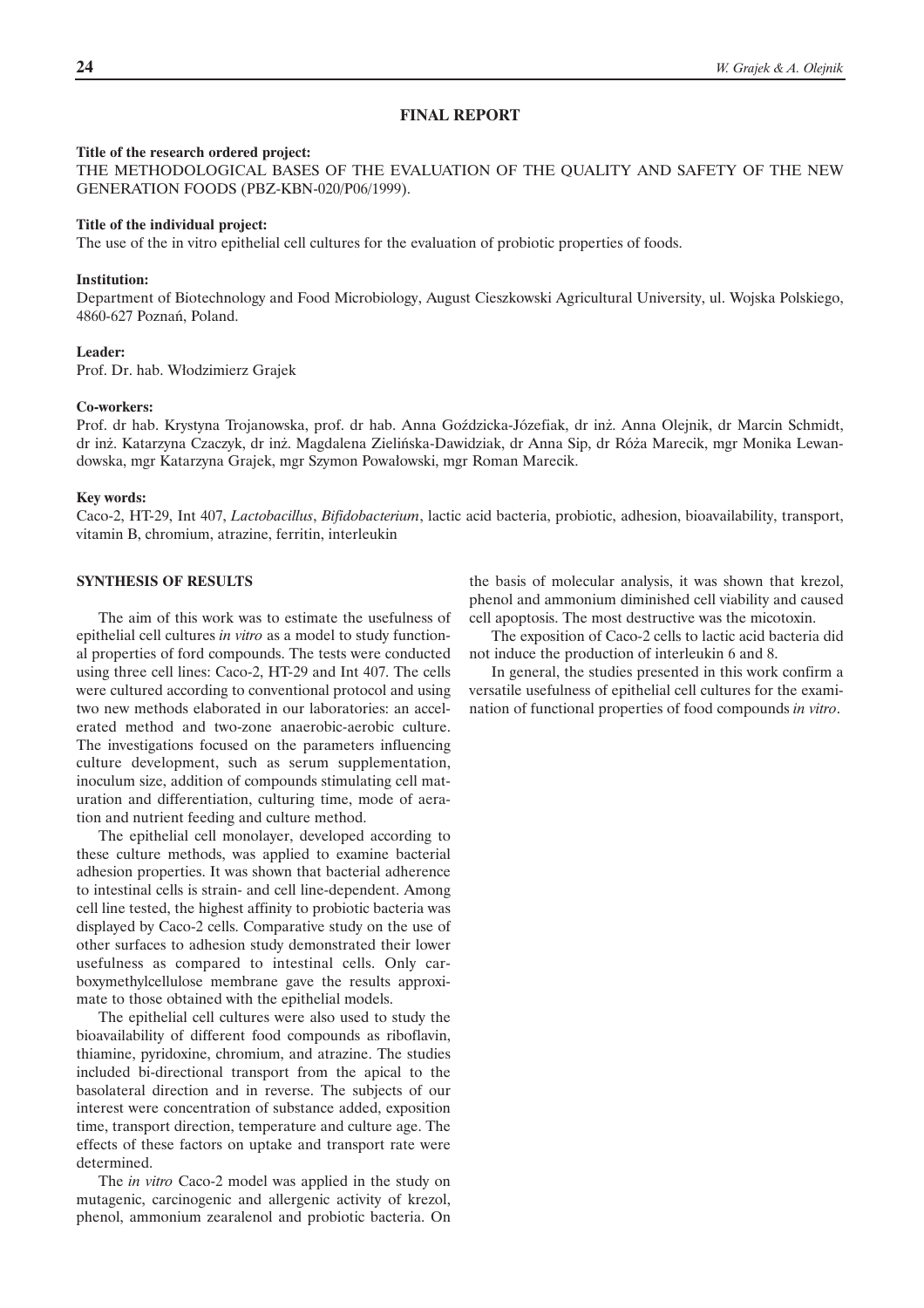## FINAL REPORT

**Title of the research ordered project:**

THE METHODOLOGICAL BASES OF THE EVALUATION OF THE QUALITY AND SAFETY OF THE NEW GENERATION FOODS (PBZ-KBN-020/P06/1999).

**Title of the individual project:**

The use of the in vitro epithelial cell cultures for the evaluation of probiotic properties of foods.

**Institution:**

Department of Biotechnology and Food Microbiology, August Cieszkowski Agricultural University, ul. Wojska Polskiego, 4860-627 Poznań, Poland.

**Leader:**

Prof. Dr. hab. Włodzimierz Grajek

**Co-workers:**

Prof. dr hab. Krystyna Trojanowska, prof. dr hab. Anna Goździcka-Józefiak, dr inż. Anna Olejnik, dr Marcin Schmidt, dr inż. Katarzyna Czaczyk, dr inż. Magdalena Zielińska-Dawidziak, dr Anna Sip, dr Róża Marecik, mgr Monika Lewandowska, mgr Katarzyna Grajek, mgr Szymon Powałowski, mgr Roman Marecik.

**Key words:**

Caco-2, HT-29, Int 407, *Lactobacillus*, *Bifidobacterium*, lactic acid bacteria, probiotic, adhesion, bioavailability, transport, vitamin B, chromium, atrazine, ferritin, interleukin

### SYNTHESIS OF RESULTS

The aim of this work was to estimate the usefulness of epithelial cell cultures *in vitro* as a model to study functional properties of ford compounds. The tests were conducted using three cell lines: Caco-2, HT-29 and Int 407. The cells were cultured according to conventional protocol and using two new methods elaborated in our laboratories: an accelerated method and two-zone anaerobic-aerobic culture. The investigations focused on the parameters influencing culture development, such as serum supplementation, inoculum size, addition of compounds stimulating cell maturation and differentiation, culturing time, mode of aeration and nutrient feeding and culture method.

The epithelial cell monolayer, developed according to these culture methods, was applied to examine bacterial adhesion properties. It was shown that bacterial adherence to intestinal cells is strain- and cell line-dependent. Among cell line tested, the highest affinity to probiotic bacteria was displayed by Caco-2 cells. Comparative study on the use of other surfaces to adhesion study demonstrated their lower usefulness as compared to intestinal cells. Only carboxymethylcellulose membrane gave the results approximate to those obtained with the epithelial models.

The epithelial cell cultures were also used to study the bioavailability of different food compounds as riboflavin, thiamine, pyridoxine, chromium, and atrazine. The studies included bi-directional transport from the apical to the basolateral direction and in reverse. The subjects of our interest were concentration of substance added, exposition time, transport direction, temperature and culture age. The effects of these factors on uptake and transport rate were determined.

The *in vitro* Caco-2 model was applied in the study on mutagenic, carcinogenic and allergenic activity of krezol, phenol, ammonium zearalenol and probiotic bacteria. On the basis of molecular analysis, it was shown that krezol, phenol and ammonium diminished cell viability and caused cell apoptosis. The most destructive was the micotoxin.

The exposition of Caco-2 cells to lactic acid bacteria did not induce the production of interleukin 6 and 8.

In general, the studies presented in this work confirm a versatile usefulness of epithelial cell cultures for the examination of functional properties of food compounds *in vitro*.